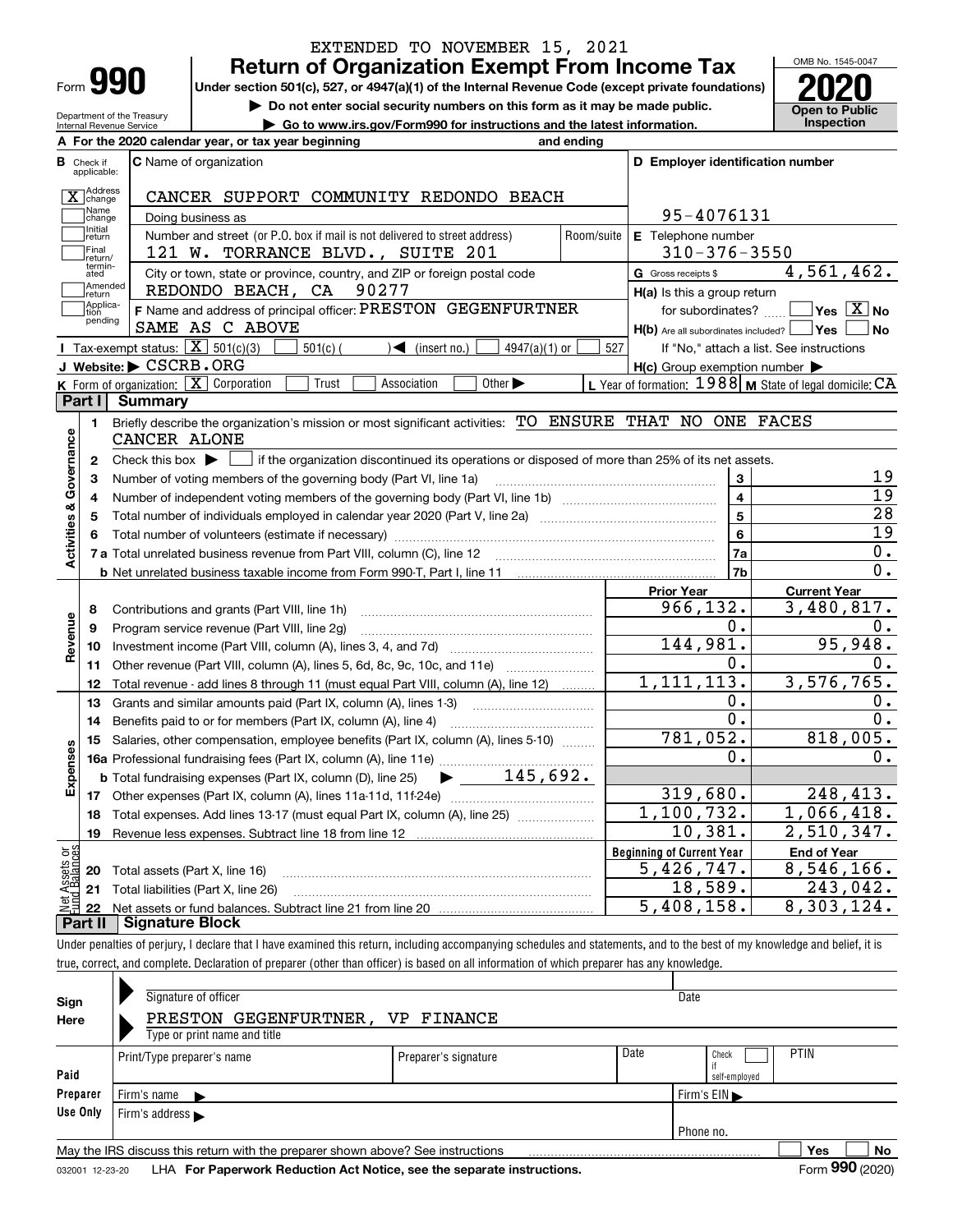EXTENDED TO NOVEMBER 15, 2021

# Form 990 — Return of Organization Exempt From Income Tax (2020)

Under section 501(c), 527, or 4947(a)(1) of the Internal Revenue Code (except private foundations)

▶ Do not enter social security numbers on this form as it may be made public.

▶ Go to www.irs.gov/Form990 for instructions and the latest information.

Department of the Treasury, Internal Revenue Service

OMB No. 1545-0047 — **Open to Public Inspection**

**A** For the 2020 calendar year, or tax year beginning and ending

**B** Check if applicable: [X] Address change; [ ] Name change; [ ] Initial return; [ ] Final return/terminated; [ ] Amended return; [ ] Application pending

**C** Name of organization: CANCER SUPPORT COMMUNITY REDONDO BEACH

Doing business as

Number and street (or P.O. box if mail is not delivered to street address): 121 W. TORRANCE BLVD., SUITE 201 — Room/suite

City or town, state or province, country, and ZIP or foreign postal code: REDONDO BEACH, CA 90277

**D** Employer identification number: 95-4076131

**E** Telephone number: 310-376-3550

**G** Gross receipts $ 4,561,462.

**F** Name and address of principal officer: PRESTON GEGENFURTNER, SAME AS C ABOVE

**H(a)** Is this a group return for subordinates? [ ] Yes [X] No

**H(b)** Are all subordinates included? [ ] Yes [ ] No — If "No," attach a list. See instructions

**H(c)** Group exemption number ▶

**I** Tax-exempt status: [X] 501(c)(3) [ ] 501(c) ( ) ◀ (insert no.) [ ] 4947(a)(1) or [ ] 527

**J** Website: ▶ CSCRB.ORG

**K** Form of organization: [X] Corporation [ ] Trust [ ] Association [ ] Other ▶

**L** Year of formation: 1988 **M** State of legal domicile: CA

## Part I Summary

**Activities & Governance**

1 Briefly describe the organization's mission or most significant activities: TO ENSURE THAT NO ONE FACES CANCER ALONE

2 Check this box ▶ [ ] if the organization discontinued its operations or disposed of more than 25% of its net assets.

| Line | Description | | Value |
|---|---|---|---|
| 3 | Number of voting members of the governing body (Part VI, line 1a) | 3 | 19 |
| 4 | Number of independent voting members of the governing body (Part VI, line 1b) | 4 | 19 |
| 5 | Total number of individuals employed in calendar year 2020 (Part V, line 2a) | 5 | 28 |
| 6 | Total number of volunteers (estimate if necessary) | 6 | 19 |
| 7a | Total unrelated business revenue from Part VIII, column (C), line 12 | 7a | 0. |
| 7b | Net unrelated business taxable income from Form 990-T, Part I, line 11 | 7b | 0. |

| Line | Description | Prior Year | Current Year |
|---|---|---|---|
| **Revenue** | | | |
| 8 | Contributions and grants (Part VIII, line 1h) | 966,132. | 3,480,817. |
| 9 | Program service revenue (Part VIII, line 2g) | 0. | 0. |
| 10 | Investment income (Part VIII, column (A), lines 3, 4, and 7d) | 144,981. | 95,948. |
| 11 | Other revenue (Part VIII, column (A), lines 5, 6d, 8c, 9c, 10c, and 11e) | 0. | 0. |
| 12 | Total revenue - add lines 8 through 11 (must equal Part VIII, column (A), line 12) | 1,111,113. | 3,576,765. |
| **Expenses** | | | |
| 13 | Grants and similar amounts paid (Part IX, column (A), lines 1-3) | 0. | 0. |
| 14 | Benefits paid to or for members (Part IX, column (A), line 4) | 0. | 0. |
| 15 | Salaries, other compensation, employee benefits (Part IX, column (A), lines 5-10) | 781,052. | 818,005. |
| 16a | Professional fundraising fees (Part IX, column (A), line 11e) | 0. | 0. |
| b | Total fundraising expenses (Part IX, column (D), line 25) ▶ 145,692. | | |
| 17 | Other expenses (Part IX, column (A), lines 11a-11d, 11f-24e) | 319,680. | 248,413. |
| 18 | Total expenses. Add lines 13-17 (must equal Part IX, column (A), line 25) | 1,100,732. | 1,066,418. |
| 19 | Revenue less expenses. Subtract line 18 from line 12 | 10,381. | 2,510,347. |

| Line | Net Assets or Fund Balances | Beginning of Current Year | End of Year |
|---|---|---|---|
| 20 | Total assets (Part X, line 16) | 5,426,747. | 8,546,166. |
| 21 | Total liabilities (Part X, line 26) | 18,589. | 243,042. |
| 22 | Net assets or fund balances. Subtract line 21 from line 20 | 5,408,158. | 8,303,124. |

## Part II Signature Block

Under penalties of perjury, I declare that I have examined this return, including accompanying schedules and statements, and to the best of my knowledge and belief, it is true, correct, and complete. Declaration of preparer (other than officer) is based on all information of which preparer has any knowledge.

**Sign Here**

Signature of officer — Date

PRESTON GEGENFURTNER, VP FINANCE

Type or print name and title

**Paid Preparer Use Only**

| Print/Type preparer's name | Preparer's signature | Date | Check [ ] if self-employed | PTIN |
|---|---|---|---|---|
| | | | | |

Firm's name ▶ — Firm's EIN ▶

Firm's address ▶ — Phone no.

May the IRS discuss this return with the preparer shown above? See instructions [ ] Yes [ ] No

032001 12-23-20 LHA For Paperwork Reduction Act Notice, see the separate instructions. Form 990 (2020)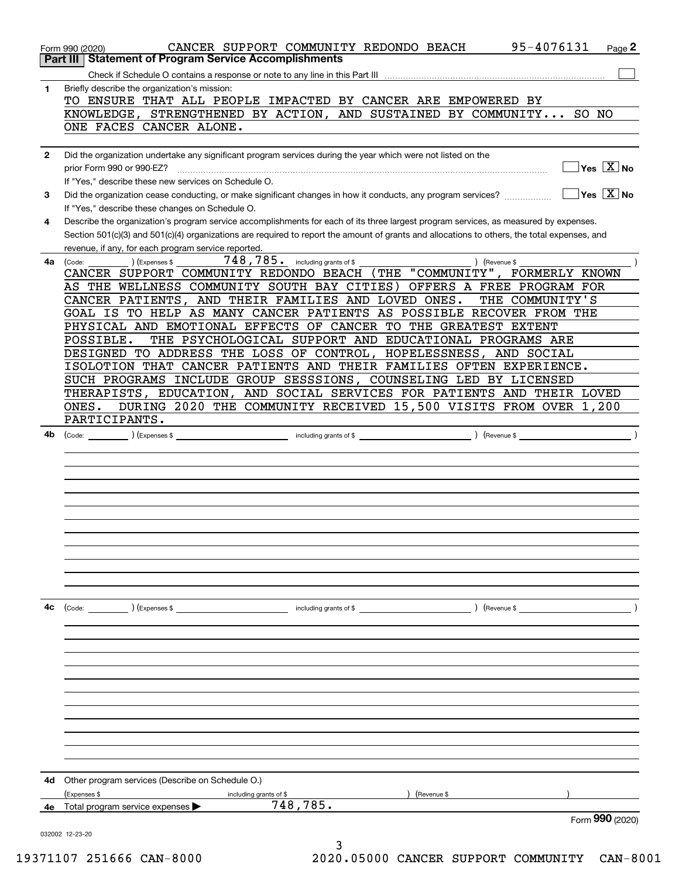Form 990 (2020) CANCER SUPPORT COMMUNITY REDONDO BEACH 95-4076131

## Part III | Statement of Program Service Accomplishments

Check if Schedule O contains a response or note to any line in this Part III ☐

**1** Briefly describe the organization's mission:

TO ENSURE THAT ALL PEOPLE IMPACTED BY CANCER ARE EMPOWERED BY KNOWLEDGE, STRENGTHENED BY ACTION, AND SUSTAINED BY COMMUNITY... SO NO ONE FACES CANCER ALONE.

**2** Did the organization undertake any significant program services during the year which were not listed on the prior Form 990 or 990-EZ? ☐ Yes ☒ No

If "Yes," describe these new services on Schedule O.

**3** Did the organization cease conducting, or make significant changes in how it conducts, any program services? ☐ Yes ☒ No

If "Yes," describe these changes on Schedule O.

**4** Describe the organization's program service accomplishments for each of its three largest program services, as measured by expenses. Section 501(c)(3) and 501(c)(4) organizations are required to report the amount of grants and allocations to others, the total expenses, and revenue, if any, for each program service reported.

**4a** (Code: ) (Expenses $ 748,785. including grants of $ ) (Revenue $ )

CANCER SUPPORT COMMUNITY REDONDO BEACH (THE "COMMUNITY", FORMERLY KNOWN AS THE WELLNESS COMMUNITY SOUTH BAY CITIES) OFFERS A FREE PROGRAM FOR CANCER PATIENTS, AND THEIR FAMILIES AND LOVED ONES. THE COMMUNITY'S GOAL IS TO HELP AS MANY CANCER PATIENTS AS POSSIBLE RECOVER FROM THE PHYSICAL AND EMOTIONAL EFFECTS OF CANCER TO THE GREATEST EXTENT POSSIBLE. THE PSYCHOLOGICAL SUPPORT AND EDUCATIONAL PROGRAMS ARE DESIGNED TO ADDRESS THE LOSS OF CONTROL, HOPELESSNESS, AND SOCIAL ISOLOTION THAT CANCER PATIENTS AND THEIR FAMILIES OFTEN EXPERIENCE. SUCH PROGRAMS INCLUDE GROUP SESSSIONS, COUNSELING LED BY LICENSED THERAPISTS, EDUCATION, AND SOCIAL SERVICES FOR PATIENTS AND THEIR LOVED ONES. DURING 2020 THE COMMUNITY RECEIVED 15,500 VISITS FROM OVER 1,200 PARTICIPANTS.

**4b** (Code: ) (Expenses $ including grants of $ ) (Revenue $ )

**4c** (Code: ) (Expenses $ including grants of $ ) (Revenue $ )

**4d** Other program services (Describe on Schedule O.)

(Expenses $ including grants of $ ) (Revenue $ )

**4e** Total program service expenses ▶ 748,785.

Form **990** (2020)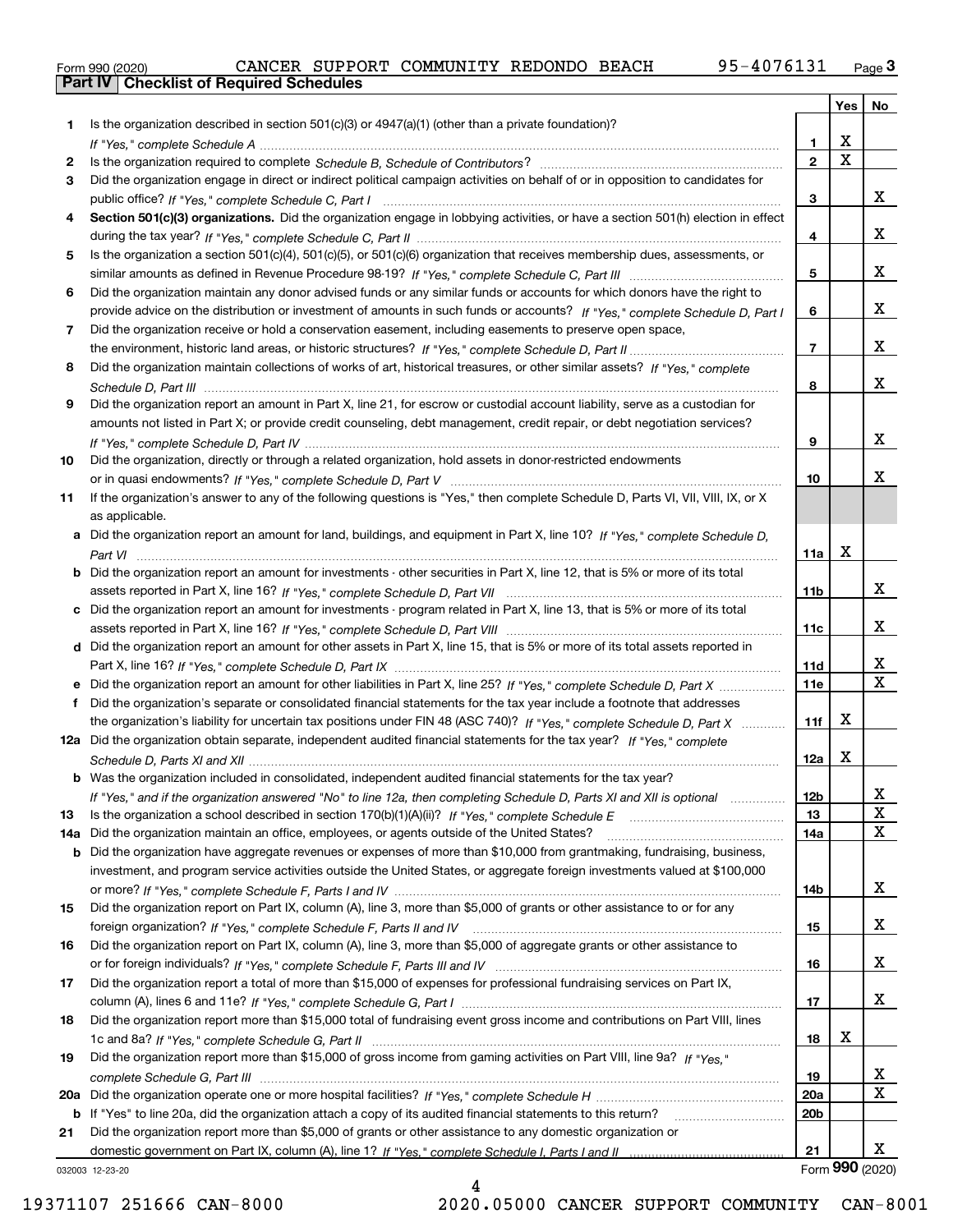Form 990 (2020) CANCER SUPPORT COMMUNITY REDONDO BEACH 95-4076131 Page 3

**Part IV Checklist of Required Schedules**

| | | | Yes | No |
|---|---|---|---|---|
| 1 | Is the organization described in section 501(c)(3) or 4947(a)(1) (other than a private foundation)? *If "Yes," complete Schedule A* | 1 | X | |
| 2 | Is the organization required to complete *Schedule B, Schedule of Contributors*? | 2 | X | |
| 3 | Did the organization engage in direct or indirect political campaign activities on behalf of or in opposition to candidates for public office? *If "Yes," complete Schedule C, Part I* | 3 | | X |
| 4 | **Section 501(c)(3) organizations.** Did the organization engage in lobbying activities, or have a section 501(h) election in effect during the tax year? *If "Yes," complete Schedule C, Part II* | 4 | | X |
| 5 | Is the organization a section 501(c)(4), 501(c)(5), or 501(c)(6) organization that receives membership dues, assessments, or similar amounts as defined in Revenue Procedure 98-19? *If "Yes," complete Schedule C, Part III* | 5 | | X |
| 6 | Did the organization maintain any donor advised funds or any similar funds or accounts for which donors have the right to provide advice on the distribution or investment of amounts in such funds or accounts? *If "Yes," complete Schedule D, Part I* | 6 | | X |
| 7 | Did the organization receive or hold a conservation easement, including easements to preserve open space, the environment, historic land areas, or historic structures? *If "Yes," complete Schedule D, Part II* | 7 | | X |
| 8 | Did the organization maintain collections of works of art, historical treasures, or other similar assets? *If "Yes," complete Schedule D, Part III* | 8 | | X |
| 9 | Did the organization report an amount in Part X, line 21, for escrow or custodial account liability, serve as a custodian for amounts not listed in Part X; or provide credit counseling, debt management, credit repair, or debt negotiation services? *If "Yes," complete Schedule D, Part IV* | 9 | | X |
| 10 | Did the organization, directly or through a related organization, hold assets in donor-restricted endowments or in quasi endowments? *If "Yes," complete Schedule D, Part V* | 10 | | X |
| 11 | If the organization's answer to any of the following questions is "Yes," then complete Schedule D, Parts VI, VII, VIII, IX, or X as applicable. | | | |
| a | Did the organization report an amount for land, buildings, and equipment in Part X, line 10? *If "Yes," complete Schedule D, Part VI* | 11a | X | |
| b | Did the organization report an amount for investments - other securities in Part X, line 12, that is 5% or more of its total assets reported in Part X, line 16? *If "Yes," complete Schedule D, Part VII* | 11b | | X |
| c | Did the organization report an amount for investments - program related in Part X, line 13, that is 5% or more of its total assets reported in Part X, line 16? *If "Yes," complete Schedule D, Part VIII* | 11c | | X |
| d | Did the organization report an amount for other assets in Part X, line 15, that is 5% or more of its total assets reported in Part X, line 16? *If "Yes," complete Schedule D, Part IX* | 11d | | X |
| e | Did the organization report an amount for other liabilities in Part X, line 25? *If "Yes," complete Schedule D, Part X* | 11e | | X |
| f | Did the organization's separate or consolidated financial statements for the tax year include a footnote that addresses the organization's liability for uncertain tax positions under FIN 48 (ASC 740)? *If "Yes," complete Schedule D, Part X* | 11f | X | |
| 12a | Did the organization obtain separate, independent audited financial statements for the tax year? *If "Yes," complete Schedule D, Parts XI and XII* | 12a | X | |
| b | Was the organization included in consolidated, independent audited financial statements for the tax year? *If "Yes," and if the organization answered "No" to line 12a, then completing Schedule D, Parts XI and XII is optional* | 12b | | X |
| 13 | Is the organization a school described in section 170(b)(1)(A)(ii)? *If "Yes," complete Schedule E* | 13 | | X |
| 14a | Did the organization maintain an office, employees, or agents outside of the United States? | 14a | | X |
| b | Did the organization have aggregate revenues or expenses of more than $10,000 from grantmaking, fundraising, business, investment, and program service activities outside the United States, or aggregate foreign investments valued at $100,000 or more? *If "Yes," complete Schedule F, Parts I and IV* | 14b | | X |
| 15 | Did the organization report on Part IX, column (A), line 3, more than $5,000 of grants or other assistance to or for any foreign organization? *If "Yes," complete Schedule F, Parts II and IV* | 15 | | X |
| 16 | Did the organization report on Part IX, column (A), line 3, more than $5,000 of aggregate grants or other assistance to or for foreign individuals? *If "Yes," complete Schedule F, Parts III and IV* | 16 | | X |
| 17 | Did the organization report a total of more than $15,000 of expenses for professional fundraising services on Part IX, column (A), lines 6 and 11e? *If "Yes," complete Schedule G, Part I* | 17 | | X |
| 18 | Did the organization report more than $15,000 total of fundraising event gross income and contributions on Part VIII, lines 1c and 8a? *If "Yes," complete Schedule G, Part II* | 18 | X | |
| 19 | Did the organization report more than $15,000 of gross income from gaming activities on Part VIII, line 9a? *If "Yes," complete Schedule G, Part III* | 19 | | X |
| 20a | Did the organization operate one or more hospital facilities? *If "Yes," complete Schedule H* | 20a | | X |
| b | If "Yes" to line 20a, did the organization attach a copy of its audited financial statements to this return? | 20b | | |
| 21 | Did the organization report more than $5,000 of grants or other assistance to any domestic organization or domestic government on Part IX, column (A), line 1? *If "Yes," complete Schedule I, Parts I and II* | 21 | | X |

Form **990** (2020)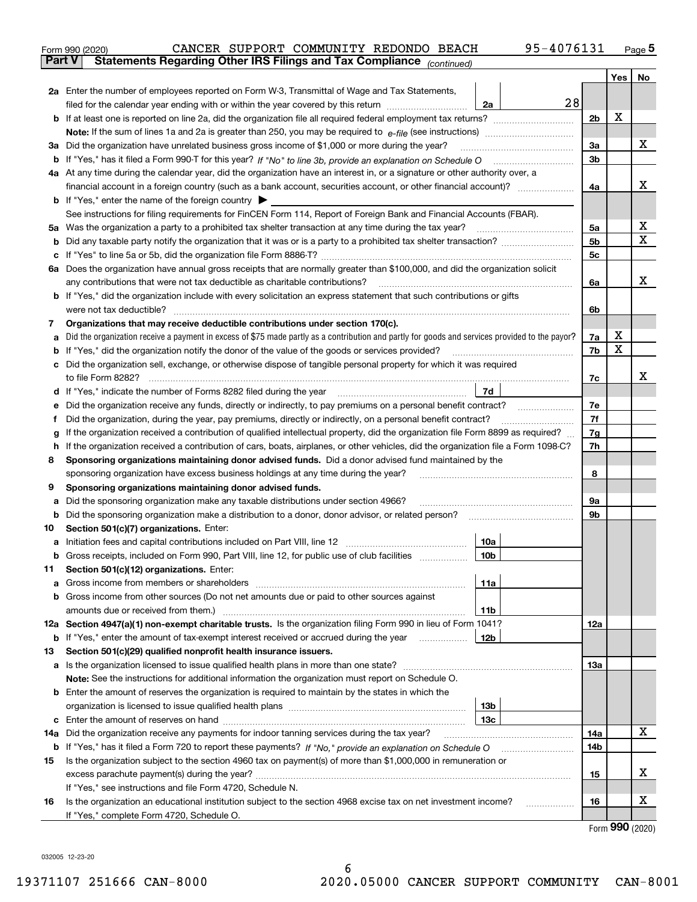Form 990 (2020) CANCER SUPPORT COMMUNITY REDONDO BEACH 95-4076131 Page 5

**Part V Statements Regarding Other IRS Filings and Tax Compliance** *(continued)*

| | | | | Yes | No |
|---|---|---|---|---|---|
| **2a** | Enter the number of employees reported on Form W-3, Transmittal of Wage and Tax Statements, filed for the calendar year ending with or within the year covered by this return | 2a | 28 | | |
| **b** | If at least one is reported on line 2a, did the organization file all required federal employment tax returns? | | 2b | X | |
| | **Note:** If the sum of lines 1a and 2a is greater than 250, you may be required to *e-file* (see instructions) | | | | |
| **3a** | Did the organization have unrelated business gross income of $1,000 or more during the year? | | 3a | | X |
| **b** | If "Yes," has it filed a Form 990-T for this year? *If "No" to line 3b, provide an explanation on Schedule O* | | 3b | | |
| **4a** | At any time during the calendar year, did the organization have an interest in, or a signature or other authority over, a financial account in a foreign country (such as a bank account, securities account, or other financial account)? | | 4a | | X |
| **b** | If "Yes," enter the name of the foreign country ▶ | | | | |
| | See instructions for filing requirements for FinCEN Form 114, Report of Foreign Bank and Financial Accounts (FBAR). | | | | |
| **5a** | Was the organization a party to a prohibited tax shelter transaction at any time during the tax year? | | 5a | | X |
| **b** | Did any taxable party notify the organization that it was or is a party to a prohibited tax shelter transaction? | | 5b | | X |
| **c** | If "Yes" to line 5a or 5b, did the organization file Form 8886-T? | | 5c | | |
| **6a** | Does the organization have annual gross receipts that are normally greater than $100,000, and did the organization solicit any contributions that were not tax deductible as charitable contributions? | | 6a | | X |
| **b** | If "Yes," did the organization include with every solicitation an express statement that such contributions or gifts were not tax deductible? | | 6b | | |
| **7** | **Organizations that may receive deductible contributions under section 170(c).** | | | | |
| **a** | Did the organization receive a payment in excess of $75 made partly as a contribution and partly for goods and services provided to the payor? | | 7a | X | |
| **b** | If "Yes," did the organization notify the donor of the value of the goods or services provided? | | 7b | X | |
| **c** | Did the organization sell, exchange, or otherwise dispose of tangible personal property for which it was required to file Form 8282? | | 7c | | X |
| **d** | If "Yes," indicate the number of Forms 8282 filed during the year | 7d | | | |
| **e** | Did the organization receive any funds, directly or indirectly, to pay premiums on a personal benefit contract? | | 7e | | |
| **f** | Did the organization, during the year, pay premiums, directly or indirectly, on a personal benefit contract? | | 7f | | |
| **g** | If the organization received a contribution of qualified intellectual property, did the organization file Form 8899 as required? | | 7g | | |
| **h** | If the organization received a contribution of cars, boats, airplanes, or other vehicles, did the organization file a Form 1098-C? | | 7h | | |
| **8** | **Sponsoring organizations maintaining donor advised funds.** Did a donor advised fund maintained by the sponsoring organization have excess business holdings at any time during the year? | | 8 | | |
| **9** | **Sponsoring organizations maintaining donor advised funds.** | | | | |
| **a** | Did the sponsoring organization make any taxable distributions under section 4966? | | 9a | | |
| **b** | Did the sponsoring organization make a distribution to a donor, donor advisor, or related person? | | 9b | | |
| **10** | **Section 501(c)(7) organizations.** Enter: | | | | |
| **a** | Initiation fees and capital contributions included on Part VIII, line 12 | 10a | | | |
| **b** | Gross receipts, included on Form 990, Part VIII, line 12, for public use of club facilities | 10b | | | |
| **11** | **Section 501(c)(12) organizations.** Enter: | | | | |
| **a** | Gross income from members or shareholders | 11a | | | |
| **b** | Gross income from other sources (Do not net amounts due or paid to other sources against amounts due or received from them.) | 11b | | | |
| **12a** | **Section 4947(a)(1) non-exempt charitable trusts.** Is the organization filing Form 990 in lieu of Form 1041? | | 12a | | |
| **b** | If "Yes," enter the amount of tax-exempt interest received or accrued during the year | 12b | | | |
| **13** | **Section 501(c)(29) qualified nonprofit health insurance issuers.** | | | | |
| **a** | Is the organization licensed to issue qualified health plans in more than one state? | | 13a | | |
| | **Note:** See the instructions for additional information the organization must report on Schedule O. | | | | |
| **b** | Enter the amount of reserves the organization is required to maintain by the states in which the organization is licensed to issue qualified health plans | 13b | | | |
| **c** | Enter the amount of reserves on hand | 13c | | | |
| **14a** | Did the organization receive any payments for indoor tanning services during the tax year? | | 14a | | X |
| **b** | If "Yes," has it filed a Form 720 to report these payments? *If "No," provide an explanation on Schedule O* | | 14b | | |
| **15** | Is the organization subject to the section 4960 tax on payment(s) of more than $1,000,000 in remuneration or excess parachute payment(s) during the year? | | 15 | | X |
| | If "Yes," see instructions and file Form 4720, Schedule N. | | | | |
| **16** | Is the organization an educational institution subject to the section 4968 excise tax on net investment income? | | 16 | | X |
| | If "Yes," complete Form 4720, Schedule O. | | | | |

Form **990** (2020)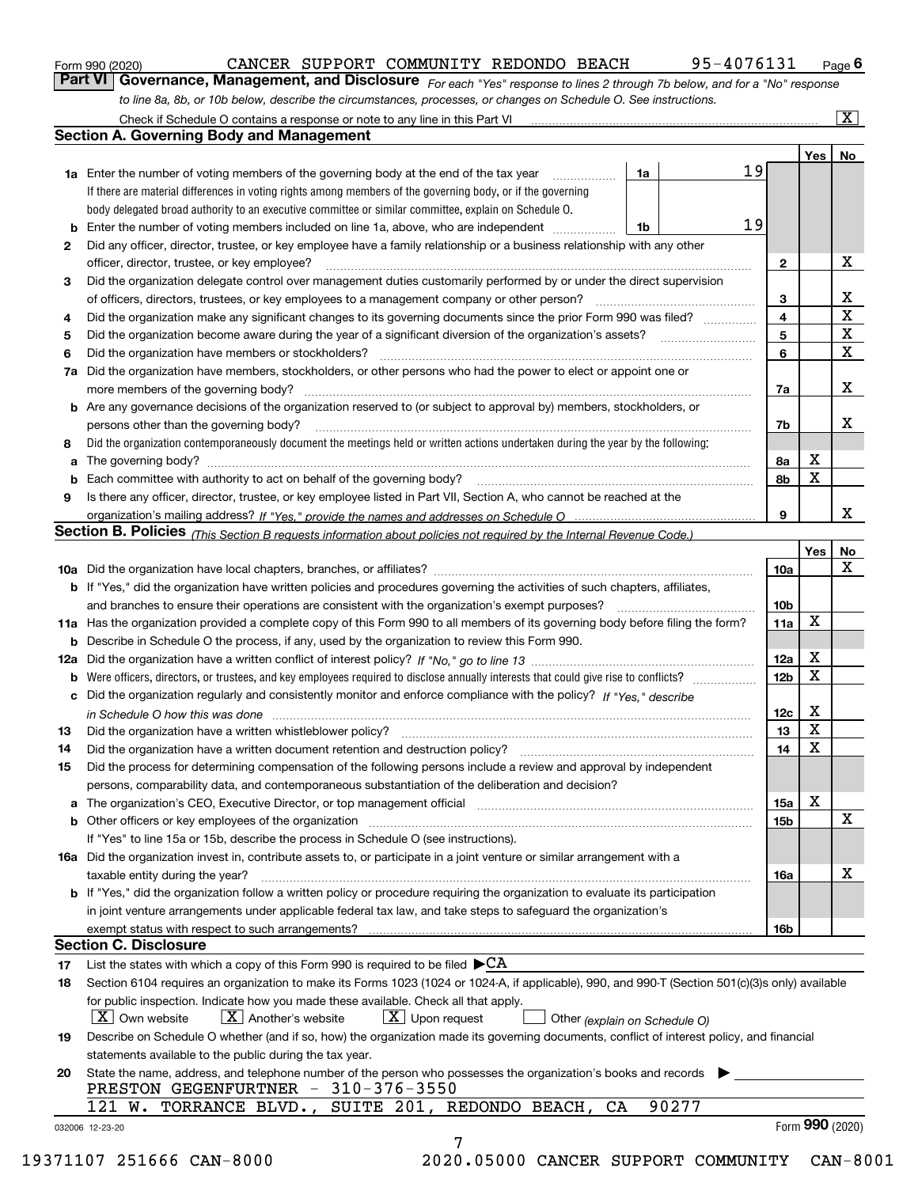Form 990 (2020) CANCER SUPPORT COMMUNITY REDONDO BEACH 95-4076131 Page 6

**Part VI Governance, Management, and Disclosure** *For each "Yes" response to lines 2 through 7b below, and for a "No" response to line 8a, 8b, or 10b below, describe the circumstances, processes, or changes on Schedule O. See instructions.*

Check if Schedule O contains a response or note to any line in this Part VI .......... [X]

## Section A. Governing Body and Management

| | | | | Yes | No |
|---|---|---|---|---|---|
| **1a** | Enter the number of voting members of the governing body at the end of the tax year (1a) | 19 | | | |
| | If there are material differences in voting rights among members of the governing body, or if the governing body delegated broad authority to an executive committee or similar committee, explain on Schedule O. | | | | |
| **b** | Enter the number of voting members included on line 1a, above, who are independent (1b) | 19 | | | |
| **2** | Did any officer, director, trustee, or key employee have a family relationship or a business relationship with any other officer, director, trustee, or key employee? | | 2 | | X |
| **3** | Did the organization delegate control over management duties customarily performed by or under the direct supervision of officers, directors, trustees, or key employees to a management company or other person? | | 3 | | X |
| **4** | Did the organization make any significant changes to its governing documents since the prior Form 990 was filed? | | 4 | | X |
| **5** | Did the organization become aware during the year of a significant diversion of the organization's assets? | | 5 | | X |
| **6** | Did the organization have members or stockholders? | | 6 | | X |
| **7a** | Did the organization have members, stockholders, or other persons who had the power to elect or appoint one or more members of the governing body? | | 7a | | X |
| **b** | Are any governance decisions of the organization reserved to (or subject to approval by) members, stockholders, or persons other than the governing body? | | 7b | | X |
| **8** | Did the organization contemporaneously document the meetings held or written actions undertaken during the year by the following: | | | | |
| **a** | The governing body? | | 8a | X | |
| **b** | Each committee with authority to act on behalf of the governing body? | | 8b | X | |
| **9** | Is there any officer, director, trustee, or key employee listed in Part VII, Section A, who cannot be reached at the organization's mailing address? *If "Yes," provide the names and addresses on Schedule O* | | 9 | | X |

## Section B. Policies *(This Section B requests information about policies not required by the Internal Revenue Code.)*

| | | | Yes | No |
|---|---|---|---|---|
| **10a** | Did the organization have local chapters, branches, or affiliates? | 10a | | X |
| **b** | If "Yes," did the organization have written policies and procedures governing the activities of such chapters, affiliates, and branches to ensure their operations are consistent with the organization's exempt purposes? | 10b | | |
| **11a** | Has the organization provided a complete copy of this Form 990 to all members of its governing body before filing the form? | 11a | X | |
| **b** | Describe in Schedule O the process, if any, used by the organization to review this Form 990. | | | |
| **12a** | Did the organization have a written conflict of interest policy? *If "No," go to line 13* | 12a | X | |
| **b** | Were officers, directors, or trustees, and key employees required to disclose annually interests that could give rise to conflicts? | 12b | X | |
| **c** | Did the organization regularly and consistently monitor and enforce compliance with the policy? *If "Yes," describe in Schedule O how this was done* | 12c | X | |
| **13** | Did the organization have a written whistleblower policy? | 13 | X | |
| **14** | Did the organization have a written document retention and destruction policy? | 14 | X | |
| **15** | Did the process for determining compensation of the following persons include a review and approval by independent persons, comparability data, and contemporaneous substantiation of the deliberation and decision? | | | |
| **a** | The organization's CEO, Executive Director, or top management official | 15a | X | |
| **b** | Other officers or key employees of the organization | 15b | | X |
| | If "Yes" to line 15a or 15b, describe the process in Schedule O (see instructions). | | | |
| **16a** | Did the organization invest in, contribute assets to, or participate in a joint venture or similar arrangement with a taxable entity during the year? | 16a | | X |
| **b** | If "Yes," did the organization follow a written policy or procedure requiring the organization to evaluate its participation in joint venture arrangements under applicable federal tax law, and take steps to safeguard the organization's exempt status with respect to such arrangements? | 16b | | |

## Section C. Disclosure

**17** List the states with which a copy of this Form 990 is required to be filed ▶ CA

**18** Section 6104 requires an organization to make its Forms 1023 (1024 or 1024-A, if applicable), 990, and 990-T (Section 501(c)(3)s only) available for public inspection. Indicate how you made these available. Check all that apply.

[X] Own website [X] Another's website [X] Upon request [ ] Other *(explain on Schedule O)*

**19** Describe on Schedule O whether (and if so, how) the organization made its governing documents, conflict of interest policy, and financial statements available to the public during the tax year.

**20** State the name, address, and telephone number of the person who possesses the organization's books and records ▶

PRESTON GEGENFURTNER - 310-376-3550
121 W. TORRANCE BLVD., SUITE 201, REDONDO BEACH, CA 90277

032006 12-23-20 Form **990** (2020)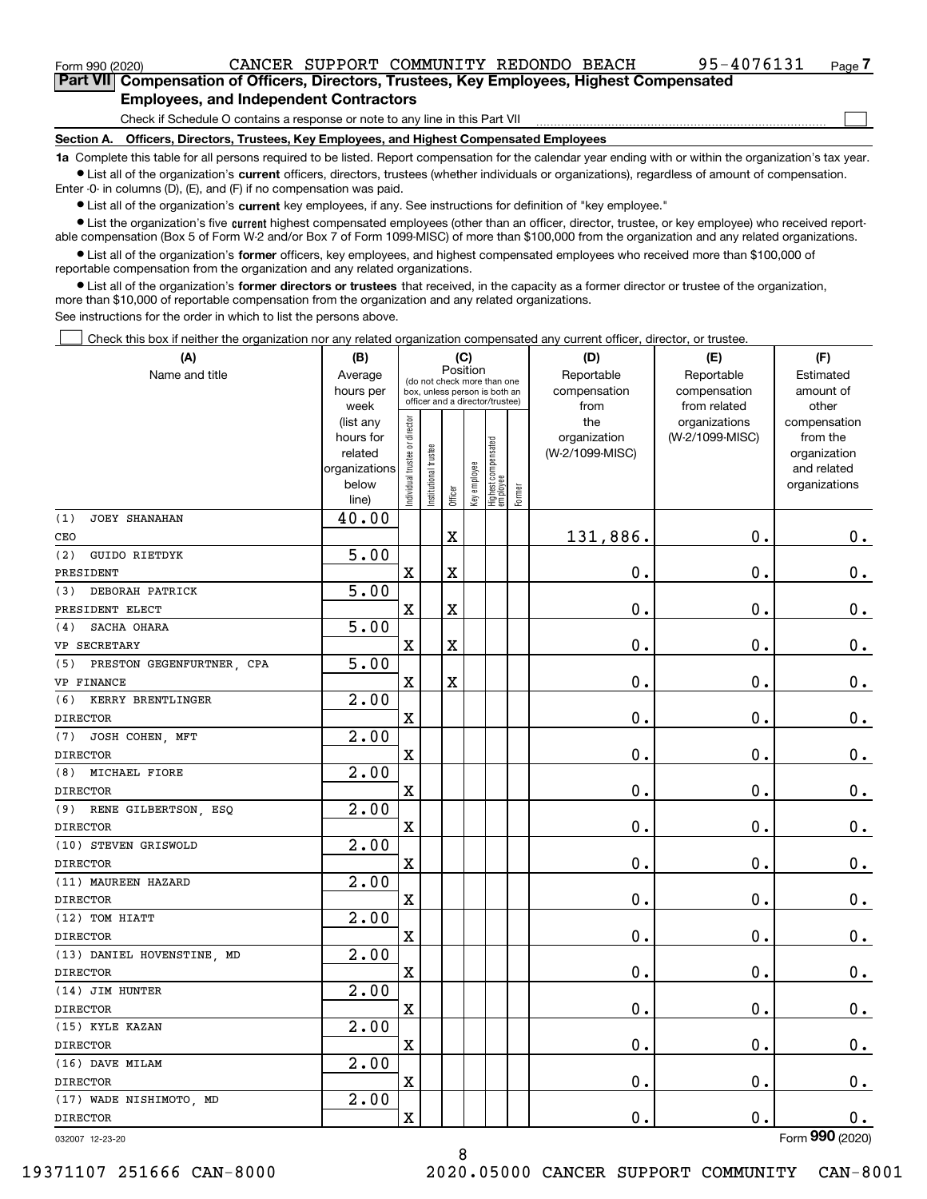Form 990 (2020) CANCER SUPPORT COMMUNITY REDONDO BEACH 95-4076131

## Part VII Compensation of Officers, Directors, Trustees, Key Employees, Highest Compensated Employees, and Independent Contractors

Check if Schedule O contains a response or note to any line in this Part VII

### Section A. Officers, Directors, Trustees, Key Employees, and Highest Compensated Employees

**1a** Complete this table for all persons required to be listed. Report compensation for the calendar year ending with or within the organization's tax year.

- List all of the organization's **current** officers, directors, trustees (whether individuals or organizations), regardless of amount of compensation. Enter -0- in columns (D), (E), and (F) if no compensation was paid.
- List all of the organization's **current** key employees, if any. See instructions for definition of "key employee."
- List the organization's five **current** highest compensated employees (other than an officer, director, trustee, or key employee) who received reportable compensation (Box 5 of Form W-2 and/or Box 7 of Form 1099-MISC) of more than $100,000 from the organization and any related organizations.
- List all of the organization's **former** officers, key employees, and highest compensated employees who received more than $100,000 of reportable compensation from the organization and any related organizations.
- List all of the organization's **former directors or trustees** that received, in the capacity as a former director or trustee of the organization, more than $10,000 of reportable compensation from the organization and any related organizations.

See instructions for the order in which to list the persons above.

Check this box if neither the organization nor any related organization compensated any current officer, director, or trustee.

| (A) Name and title | (B) Average hours per week (list any hours for related organizations below line) | (C) Position: Individual trustee or director | Institutional trustee | Officer | Key employee | Highest compensated employee | Former | (D) Reportable compensation from the organization (W-2/1099-MISC) | (E) Reportable compensation from related organizations (W-2/1099-MISC) | (F) Estimated amount of other compensation from the organization and related organizations |
|---|---|---|---|---|---|---|---|---|---|---|
| (1) JOEY SHANAHAN<br>CEO | 40.00 | | | X | | | | 131,886. | 0. | 0. |
| (2) GUIDO RIETDYK<br>PRESIDENT | 5.00 | X | | X | | | | 0. | 0. | 0. |
| (3) DEBORAH PATRICK<br>PRESIDENT ELECT | 5.00 | X | | X | | | | 0. | 0. | 0. |
| (4) SACHA OHARA<br>VP SECRETARY | 5.00 | X | | X | | | | 0. | 0. | 0. |
| (5) PRESTON GEGENFURTNER, CPA<br>VP FINANCE | 5.00 | X | | X | | | | 0. | 0. | 0. |
| (6) KERRY BRENTLINGER<br>DIRECTOR | 2.00 | X | | | | | | 0. | 0. | 0. |
| (7) JOSH COHEN, MFT<br>DIRECTOR | 2.00 | X | | | | | | 0. | 0. | 0. |
| (8) MICHAEL FIORE<br>DIRECTOR | 2.00 | X | | | | | | 0. | 0. | 0. |
| (9) RENE GILBERTSON, ESQ<br>DIRECTOR | 2.00 | X | | | | | | 0. | 0. | 0. |
| (10) STEVEN GRISWOLD<br>DIRECTOR | 2.00 | X | | | | | | 0. | 0. | 0. |
| (11) MAUREEN HAZARD<br>DIRECTOR | 2.00 | X | | | | | | 0. | 0. | 0. |
| (12) TOM HIATT<br>DIRECTOR | 2.00 | X | | | | | | 0. | 0. | 0. |
| (13) DANIEL HOVENSTINE, MD<br>DIRECTOR | 2.00 | X | | | | | | 0. | 0. | 0. |
| (14) JIM HUNTER<br>DIRECTOR | 2.00 | X | | | | | | 0. | 0. | 0. |
| (15) KYLE KAZAN<br>DIRECTOR | 2.00 | X | | | | | | 0. | 0. | 0. |
| (16) DAVE MILAM<br>DIRECTOR | 2.00 | X | | | | | | 0. | 0. | 0. |
| (17) WADE NISHIMOTO, MD<br>DIRECTOR | 2.00 | X | | | | | | 0. | 0. | 0. |

032007 12-23-20

Form **990** (2020)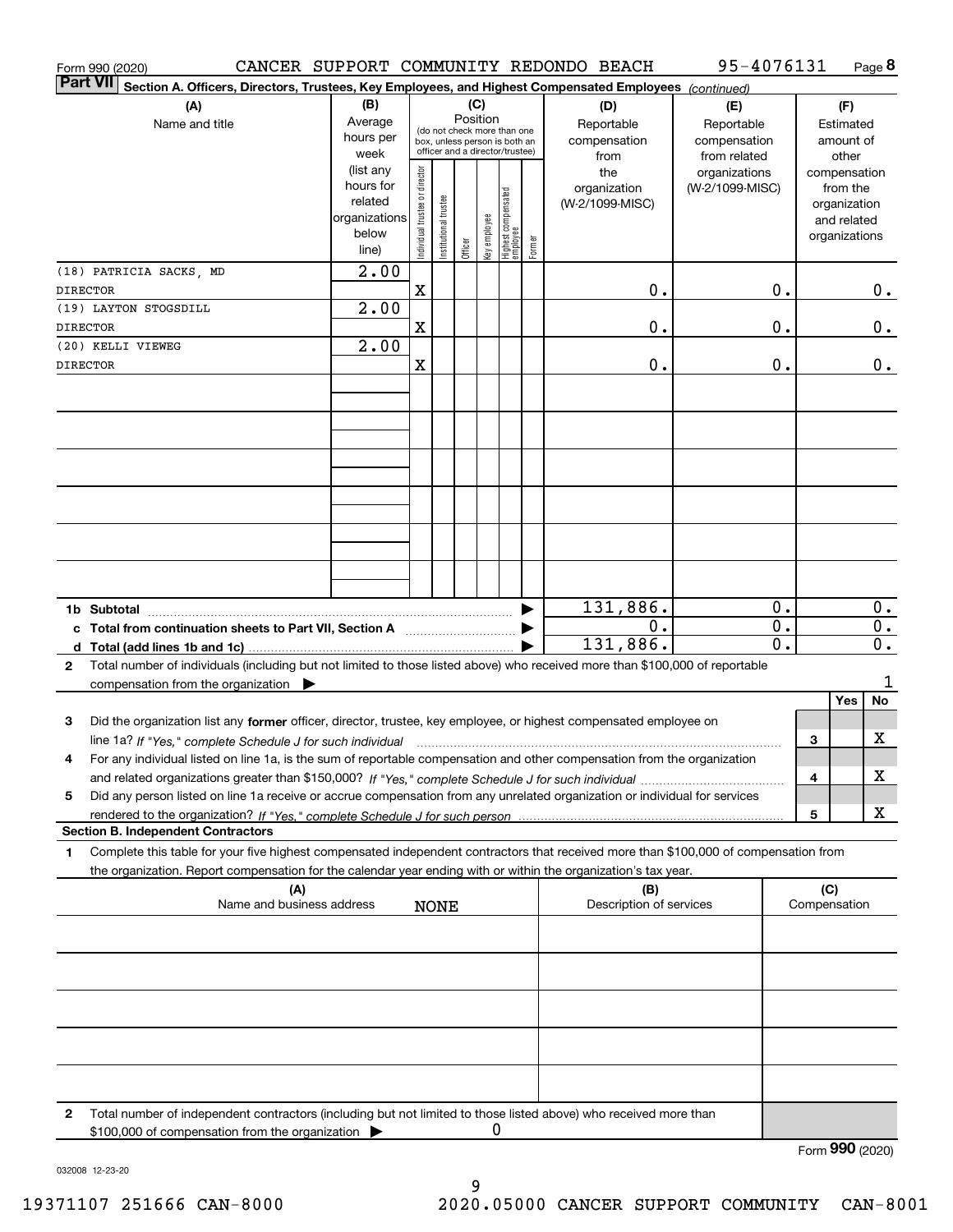Form 990 (2020) CANCER SUPPORT COMMUNITY REDONDO BEACH 95-4076131 Page **8**

**Part VII** Section A. Officers, Directors, Trustees, Key Employees, and Highest Compensated Employees *(continued)*

| (A) Name and title | (B) Average hours per week (list any hours for related organizations below line) | (C) Position: Individual trustee or director | Institutional trustee | Officer | Key employee | Highest compensated employee | Former | (D) Reportable compensation from the organization (W-2/1099-MISC) | (E) Reportable compensation from related organizations (W-2/1099-MISC) | (F) Estimated amount of other compensation from the organization and related organizations |
|---|---|---|---|---|---|---|---|---|---|---|
| (18) PATRICIA SACKS, MD<br>DIRECTOR | 2.00 | X | | | | | | 0. | 0. | 0. |
| (19) LAYTON STOGSDILL<br>DIRECTOR | 2.00 | X | | | | | | 0. | 0. | 0. |
| (20) KELLI VIEWEG<br>DIRECTOR | 2.00 | X | | | | | | 0. | 0. | 0. |
| **1b Subtotal** | | | | | | | | 131,886. | 0. | 0. |
| **c Total from continuation sheets to Part VII, Section A** | | | | | | | | 0. | 0. | 0. |
| **d Total (add lines 1b and 1c)** | | | | | | | | 131,886. | 0. | 0. |

**2** Total number of individuals (including but not limited to those listed above) who received more than $100,000 of reportable compensation from the organization ▶ 1

| | | Yes | No |
|---|---|---|---|
| **3** Did the organization list any **former** officer, director, trustee, key employee, or highest compensated employee on line 1a? *If "Yes," complete Schedule J for such individual* | 3 | | X |
| **4** For any individual listed on line 1a, is the sum of reportable compensation and other compensation from the organization and related organizations greater than $150,000? *If "Yes," complete Schedule J for such individual* | 4 | | X |
| **5** Did any person listed on line 1a receive or accrue compensation from any unrelated organization or individual for services rendered to the organization? *If "Yes," complete Schedule J for such person* | 5 | | X |

**Section B. Independent Contractors**

**1** Complete this table for your five highest compensated independent contractors that received more than $100,000 of compensation from the organization. Report compensation for the calendar year ending with or within the organization's tax year.

| (A) Name and business address | (B) Description of services | (C) Compensation |
|---|---|---|
| NONE | | |
| | | |
| | | |
| | | |
| | | |

**2** Total number of independent contractors (including but not limited to those listed above) who received more than $100,000 of compensation from the organization ▶ 0

Form **990** (2020)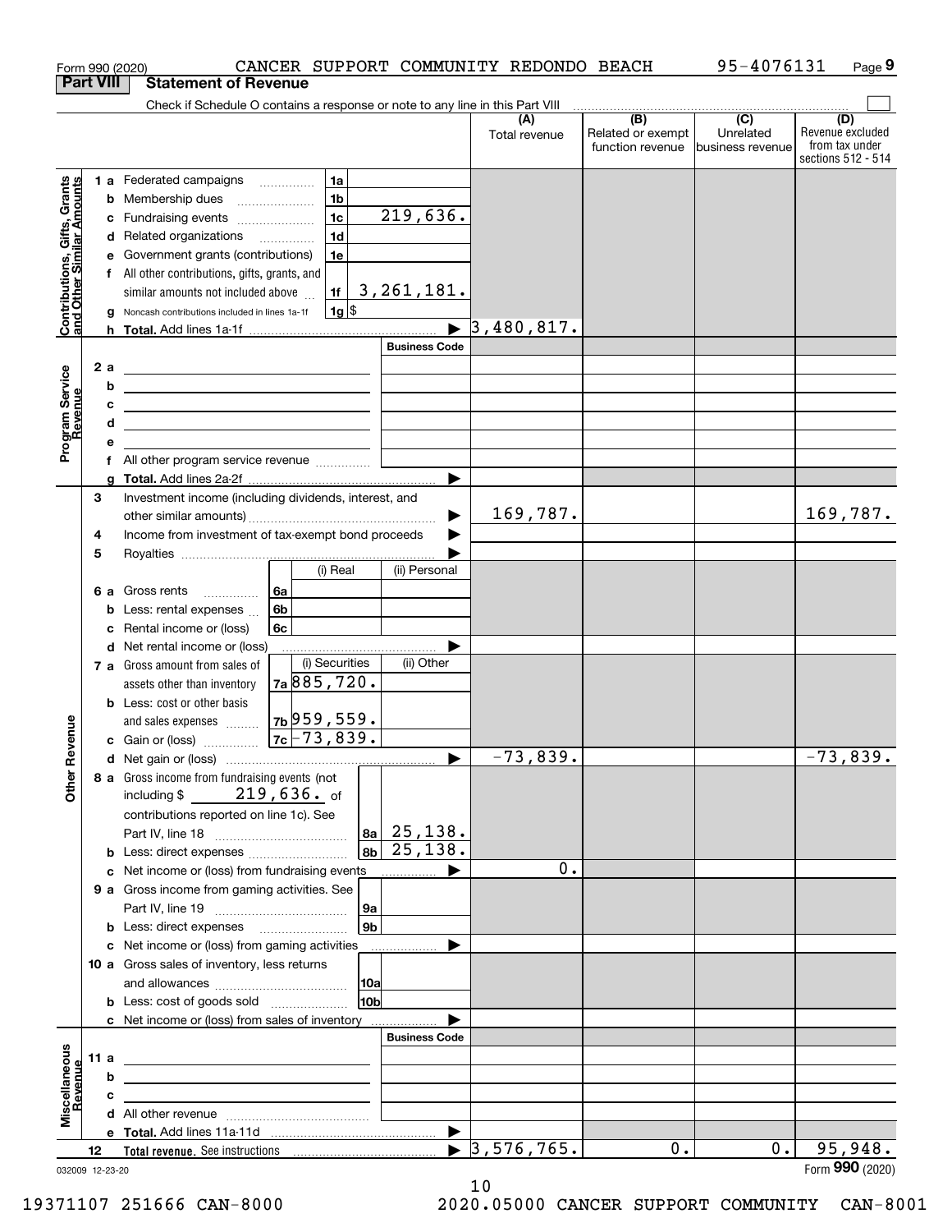Form 990 (2020) CANCER SUPPORT COMMUNITY REDONDO BEACH 95-4076131 Page 9

**Part VIII Statement of Revenue**

Check if Schedule O contains a response or note to any line in this Part VIII

| | | | | (A) Total revenue | (B) Related or exempt function revenue | (C) Unrelated business revenue | (D) Revenue excluded from tax under sections 512 - 514 |
|---|---|---|---|---|---|---|---|
| **Contributions, Gifts, Grants and Other Similar Amounts** | 1 a Federated campaigns | 1a | | | | | |
| | b Membership dues | 1b | | | | | |
| | c Fundraising events | 1c | 219,636. | | | | |
| | d Related organizations | 1d | | | | | |
| | e Government grants (contributions) | 1e | | | | | |
| | f All other contributions, gifts, grants, and similar amounts not included above | 1f | 3,261,181. | | | | |
| | g Noncash contributions included in lines 1a-1f | 1g | $ | | | | |
| | h **Total.** Add lines 1a-1f | | ▶ | 3,480,817. | | | |
| **Program Service Revenue** | | | Business Code | | | | |
| | 2 a | | | | | | |
| | b | | | | | | |
| | c | | | | | | |
| | d | | | | | | |
| | e | | | | | | |
| | f All other program service revenue | | | | | | |
| | g **Total.** Add lines 2a-2f | | ▶ | | | | |
| **Other Revenue** | 3 Investment income (including dividends, interest, and other similar amounts) | | ▶ | 169,787. | | | 169,787. |
| | 4 Income from investment of tax-exempt bond proceeds | | ▶ | | | | |
| | 5 Royalties | | ▶ | | | | |
| | | (i) Real | (ii) Personal | | | | |
| | 6 a Gross rents (6a) | | | | | | |
| | b Less: rental expenses (6b) | | | | | | |
| | c Rental income or (loss) (6c) | | | | | | |
| | d Net rental income or (loss) | | ▶ | | | | |
| | | (i) Securities | (ii) Other | | | | |
| | 7 a Gross amount from sales of assets other than inventory (7a) | 885,720. | | | | | |
| | b Less: cost or other basis and sales expenses (7b) | 959,559. | | | | | |
| | c Gain or (loss) (7c) | -73,839. | | | | | |
| | d Net gain or (loss) | | ▶ | -73,839. | | | -73,839. |
| | 8 a Gross income from fundraising events (not including $ 219,636. of contributions reported on line 1c). See Part IV, line 18 | 8a | 25,138. | | | | |
| | b Less: direct expenses | 8b | 25,138. | | | | |
| | c Net income or (loss) from fundraising events | | ▶ | 0. | | | |
| | 9 a Gross income from gaming activities. See Part IV, line 19 | 9a | | | | | |
| | b Less: direct expenses | 9b | | | | | |
| | c Net income or (loss) from gaming activities | | ▶ | | | | |
| | 10 a Gross sales of inventory, less returns and allowances | 10a | | | | | |
| | b Less: cost of goods sold | 10b | | | | | |
| | c Net income or (loss) from sales of inventory | | ▶ | | | | |
| **Miscellaneous Revenue** | | | Business Code | | | | |
| | 11 a | | | | | | |
| | b | | | | | | |
| | c | | | | | | |
| | d All other revenue | | | | | | |
| | e **Total.** Add lines 11a-11d | | ▶ | | | | |
| | 12 **Total revenue.** See instructions | | ▶ | 3,576,765. | 0. | 0. | 95,948. |

032009 12-23-20

Form **990** (2020)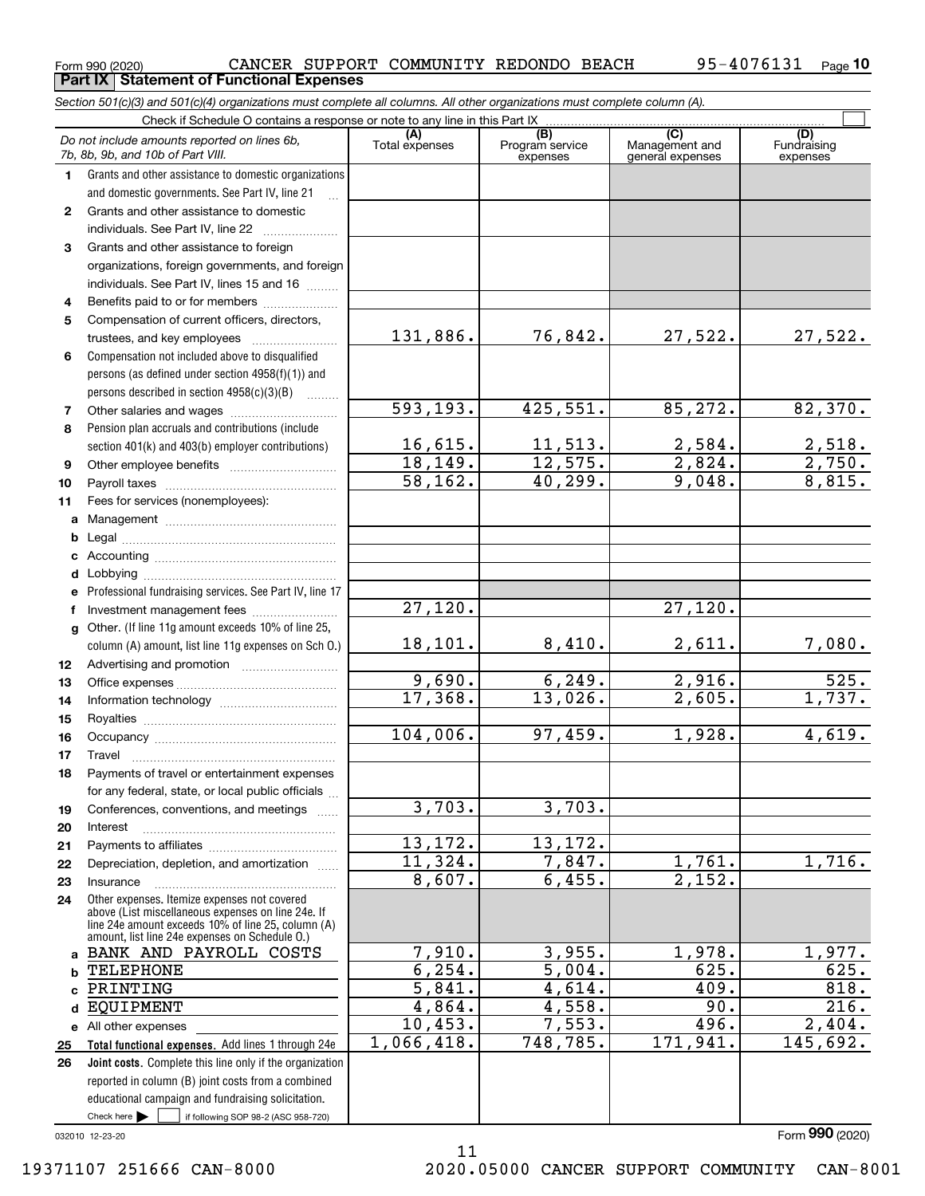Form 990 (2020) CANCER SUPPORT COMMUNITY REDONDO BEACH 95-4076131

## Part IX Statement of Functional Expenses

*Section 501(c)(3) and 501(c)(4) organizations must complete all columns. All other organizations must complete column (A).*

Check if Schedule O contains a response or note to any line in this Part IX

| | *Do not include amounts reported on lines 6b, 7b, 8b, 9b, and 10b of Part VIII.* | (A) Total expenses | (B) Program service expenses | (C) Management and general expenses | (D) Fundraising expenses |
|---|---|---|---|---|---|
| 1 | Grants and other assistance to domestic organizations and domestic governments. See Part IV, line 21 | | | | |
| 2 | Grants and other assistance to domestic individuals. See Part IV, line 22 | | | | |
| 3 | Grants and other assistance to foreign organizations, foreign governments, and foreign individuals. See Part IV, lines 15 and 16 | | | | |
| 4 | Benefits paid to or for members | | | | |
| 5 | Compensation of current officers, directors, trustees, and key employees | 131,886. | 76,842. | 27,522. | 27,522. |
| 6 | Compensation not included above to disqualified persons (as defined under section 4958(f)(1)) and persons described in section 4958(c)(3)(B) | | | | |
| 7 | Other salaries and wages | 593,193. | 425,551. | 85,272. | 82,370. |
| 8 | Pension plan accruals and contributions (include section 401(k) and 403(b) employer contributions) | 16,615. | 11,513. | 2,584. | 2,518. |
| 9 | Other employee benefits | 18,149. | 12,575. | 2,824. | 2,750. |
| 10 | Payroll taxes | 58,162. | 40,299. | 9,048. | 8,815. |
| 11 | Fees for services (nonemployees): | | | | |
| a | Management | | | | |
| b | Legal | | | | |
| c | Accounting | | | | |
| d | Lobbying | | | | |
| e | Professional fundraising services. See Part IV, line 17 | | | | |
| f | Investment management fees | 27,120. | | 27,120. | |
| g | Other. (If line 11g amount exceeds 10% of line 25, column (A) amount, list line 11g expenses on Sch O.) | 18,101. | 8,410. | 2,611. | 7,080. |
| 12 | Advertising and promotion | | | | |
| 13 | Office expenses | 9,690. | 6,249. | 2,916. | 525. |
| 14 | Information technology | 17,368. | 13,026. | 2,605. | 1,737. |
| 15 | Royalties | | | | |
| 16 | Occupancy | 104,006. | 97,459. | 1,928. | 4,619. |
| 17 | Travel | | | | |
| 18 | Payments of travel or entertainment expenses for any federal, state, or local public officials | | | | |
| 19 | Conferences, conventions, and meetings | 3,703. | 3,703. | | |
| 20 | Interest | | | | |
| 21 | Payments to affiliates | 13,172. | 13,172. | | |
| 22 | Depreciation, depletion, and amortization | 11,324. | 7,847. | 1,761. | 1,716. |
| 23 | Insurance | 8,607. | 6,455. | 2,152. | |
| 24 | Other expenses. Itemize expenses not covered above (List miscellaneous expenses on line 24e. If line 24e amount exceeds 10% of line 25, column (A) amount, list line 24e expenses on Schedule O.) | | | | |
| a | BANK AND PAYROLL COSTS | 7,910. | 3,955. | 1,978. | 1,977. |
| b | TELEPHONE | 6,254. | 5,004. | 625. | 625. |
| c | PRINTING | 5,841. | 4,614. | 409. | 818. |
| d | EQUIPMENT | 4,864. | 4,558. | 90. | 216. |
| e | All other expenses | 10,453. | 7,553. | 496. | 2,404. |
| 25 | **Total functional expenses.** Add lines 1 through 24e | 1,066,418. | 748,785. | 171,941. | 145,692. |
| 26 | **Joint costs.** Complete this line only if the organization reported in column (B) joint costs from a combined educational campaign and fundraising solicitation. Check here ☐ if following SOP 98-2 (ASC 958-720) | | | | |

032010 12-23-20

Form **990** (2020)

19371107 251666 CAN-8000 2020.05000 CANCER SUPPORT COMMUNITY CAN-8001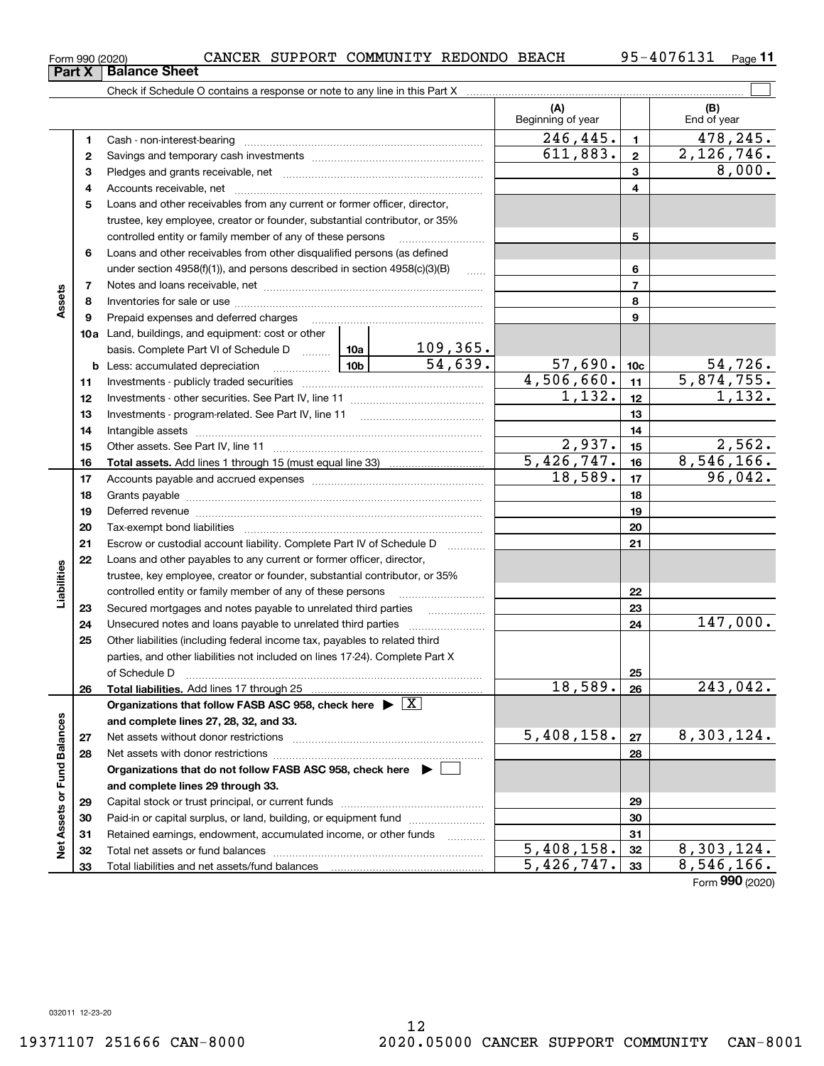Form 990 (2020) CANCER SUPPORT COMMUNITY REDONDO BEACH 95-4076131 Page **11**

## Part X Balance Sheet

Check if Schedule O contains a response or note to any line in this Part X ☐

| | | | | (A) Beginning of year | | (B) End of year |
|---|---|---|---|---|---|---|
| **Assets** | 1 | Cash - non-interest-bearing | | 246,445. | 1 | 478,245. |
| | 2 | Savings and temporary cash investments | | 611,883. | 2 | 2,126,746. |
| | 3 | Pledges and grants receivable, net | | | 3 | 8,000. |
| | 4 | Accounts receivable, net | | | 4 | |
| | 5 | Loans and other receivables from any current or former officer, director, trustee, key employee, creator or founder, substantial contributor, or 35% controlled entity or family member of any of these persons | | | 5 | |
| | 6 | Loans and other receivables from other disqualified persons (as defined under section 4958(f)(1)), and persons described in section 4958(c)(3)(B) | | | 6 | |
| | 7 | Notes and loans receivable, net | | | 7 | |
| | 8 | Inventories for sale or use | | | 8 | |
| | 9 | Prepaid expenses and deferred charges | | | 9 | |
| | 10a | Land, buildings, and equipment: cost or other basis. Complete Part VI of Schedule D | 10a 109,365. | | | |
| | b | Less: accumulated depreciation | 10b 54,639. | 57,690. | 10c | 54,726. |
| | 11 | Investments - publicly traded securities | | 4,506,660. | 11 | 5,874,755. |
| | 12 | Investments - other securities. See Part IV, line 11 | | 1,132. | 12 | 1,132. |
| | 13 | Investments - program-related. See Part IV, line 11 | | | 13 | |
| | 14 | Intangible assets | | | 14 | |
| | 15 | Other assets. See Part IV, line 11 | | 2,937. | 15 | 2,562. |
| | 16 | **Total assets.** Add lines 1 through 15 (must equal line 33) | | 5,426,747. | 16 | 8,546,166. |
| **Liabilities** | 17 | Accounts payable and accrued expenses | | 18,589. | 17 | 96,042. |
| | 18 | Grants payable | | | 18 | |
| | 19 | Deferred revenue | | | 19 | |
| | 20 | Tax-exempt bond liabilities | | | 20 | |
| | 21 | Escrow or custodial account liability. Complete Part IV of Schedule D | | | 21 | |
| | 22 | Loans and other payables to any current or former officer, director, trustee, key employee, creator or founder, substantial contributor, or 35% controlled entity or family member of any of these persons | | | 22 | |
| | 23 | Secured mortgages and notes payable to unrelated third parties | | | 23 | |
| | 24 | Unsecured notes and loans payable to unrelated third parties | | | 24 | 147,000. |
| | 25 | Other liabilities (including federal income tax, payables to related third parties, and other liabilities not included on lines 17-24). Complete Part X of Schedule D | | | 25 | |
| | 26 | **Total liabilities.** Add lines 17 through 25 | | 18,589. | 26 | 243,042. |
| **Net Assets or Fund Balances** | | **Organizations that follow FASB ASC 958, check here** ▶ ☒ **and complete lines 27, 28, 32, and 33.** | | | | |
| | 27 | Net assets without donor restrictions | | 5,408,158. | 27 | 8,303,124. |
| | 28 | Net assets with donor restrictions | | | 28 | |
| | | **Organizations that do not follow FASB ASC 958, check here** ▶ ☐ **and complete lines 29 through 33.** | | | | |
| | 29 | Capital stock or trust principal, or current funds | | | 29 | |
| | 30 | Paid-in or capital surplus, or land, building, or equipment fund | | | 30 | |
| | 31 | Retained earnings, endowment, accumulated income, or other funds | | | 31 | |
| | 32 | Total net assets or fund balances | | 5,408,158. | 32 | 8,303,124. |
| | 33 | Total liabilities and net assets/fund balances | | 5,426,747. | 33 | 8,546,166. |

Form **990** (2020)

032011 12-23-20

19371107 251666 CAN-8000 2020.05000 CANCER SUPPORT COMMUNITY CAN-8001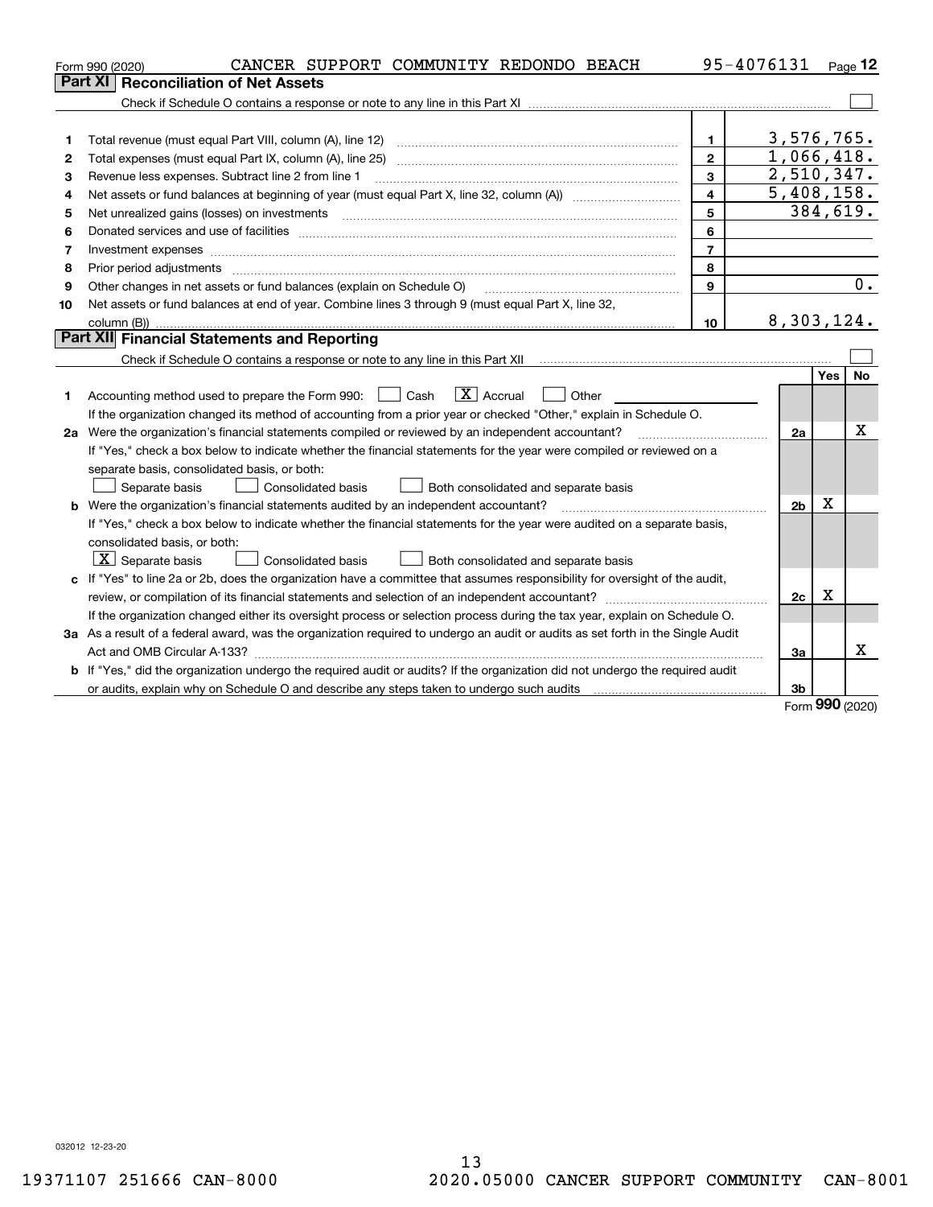Form 990 (2020) CANCER SUPPORT COMMUNITY REDONDO BEACH 95-4076131 Page **12**

## Part XI Reconciliation of Net Assets

Check if Schedule O contains a response or note to any line in this Part XI ☐

| | | | |
|---|---|---|---|
| 1 | Total revenue (must equal Part VIII, column (A), line 12) | 1 | 3,576,765. |
| 2 | Total expenses (must equal Part IX, column (A), line 25) | 2 | 1,066,418. |
| 3 | Revenue less expenses. Subtract line 2 from line 1 | 3 | 2,510,347. |
| 4 | Net assets or fund balances at beginning of year (must equal Part X, line 32, column (A)) | 4 | 5,408,158. |
| 5 | Net unrealized gains (losses) on investments | 5 | 384,619. |
| 6 | Donated services and use of facilities | 6 | |
| 7 | Investment expenses | 7 | |
| 8 | Prior period adjustments | 8 | |
| 9 | Other changes in net assets or fund balances (explain on Schedule O) | 9 | 0. |
| 10 | Net assets or fund balances at end of year. Combine lines 3 through 9 (must equal Part X, line 32, column (B)) | 10 | 8,303,124. |

## Part XII Financial Statements and Reporting

Check if Schedule O contains a response or note to any line in this Part XII ☐

| | | | Yes | No |
|---|---|---|---|---|
| 1 | Accounting method used to prepare the Form 990: ☐ Cash ☒ Accrual ☐ Other<br>If the organization changed its method of accounting from a prior year or checked "Other," explain in Schedule O. | | | |
| 2a | Were the organization's financial statements compiled or reviewed by an independent accountant?<br>If "Yes," check a box below to indicate whether the financial statements for the year were compiled or reviewed on a separate basis, consolidated basis, or both:<br>☐ Separate basis ☐ Consolidated basis ☐ Both consolidated and separate basis | 2a | | X |
| b | Were the organization's financial statements audited by an independent accountant?<br>If "Yes," check a box below to indicate whether the financial statements for the year were audited on a separate basis, consolidated basis, or both:<br>☒ Separate basis ☐ Consolidated basis ☐ Both consolidated and separate basis | 2b | X | |
| c | If "Yes" to line 2a or 2b, does the organization have a committee that assumes responsibility for oversight of the audit, review, or compilation of its financial statements and selection of an independent accountant?<br>If the organization changed either its oversight process or selection process during the tax year, explain on Schedule O. | 2c | X | |
| 3a | As a result of a federal award, was the organization required to undergo an audit or audits as set forth in the Single Audit Act and OMB Circular A-133? | 3a | | X |
| b | If "Yes," did the organization undergo the required audit or audits? If the organization did not undergo the required audit or audits, explain why on Schedule O and describe any steps taken to undergo such audits | 3b | | |

Form **990** (2020)

032012 12-23-20

19371107 251666 CAN-8000 2020.05000 CANCER SUPPORT COMMUNITY CAN-8001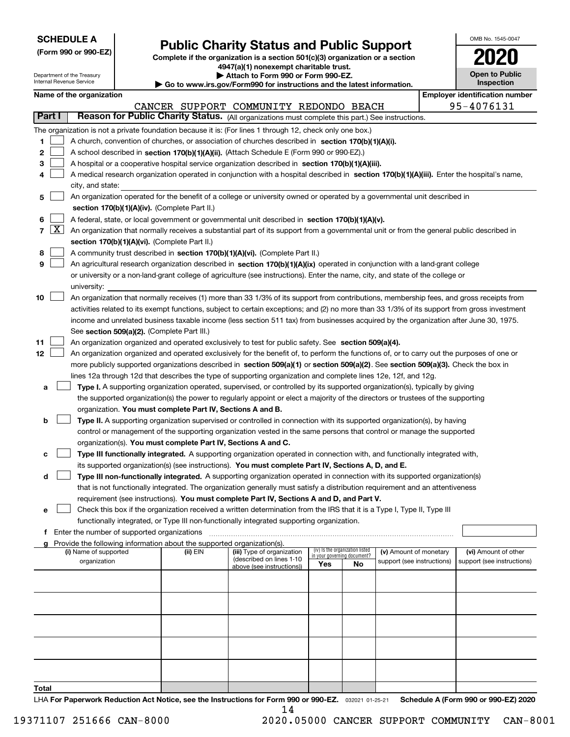**SCHEDULE A**
**(Form 990 or 990-EZ)**

Department of the Treasury
Internal Revenue Service

# Public Charity Status and Public Support

**Complete if the organization is a section 501(c)(3) organization or a section 4947(a)(1) nonexempt charitable trust.**
**▶ Attach to Form 990 or Form 990-EZ.**
**▶ Go to www.irs.gov/Form990 for instructions and the latest information.**

OMB No. 1545-0047

**2020**

**Open to Public Inspection**

**Name of the organization:** CANCER SUPPORT COMMUNITY REDONDO BEACH

**Employer identification number:** 95-4076131

## Part I — Reason for Public Charity Status. (All organizations must complete this part.) See instructions.

The organization is not a private foundation because it is: (For lines 1 through 12, check only one box.)

1. [ ] A church, convention of churches, or association of churches described in **section 170(b)(1)(A)(i).**
2. [ ] A school described in **section 170(b)(1)(A)(ii).** (Attach Schedule E (Form 990 or 990-EZ).)
3. [ ] A hospital or a cooperative hospital service organization described in **section 170(b)(1)(A)(iii).**
4. [ ] A medical research organization operated in conjunction with a hospital described in **section 170(b)(1)(A)(iii).** Enter the hospital's name, city, and state:
5. [ ] An organization operated for the benefit of a college or university owned or operated by a governmental unit described in **section 170(b)(1)(A)(iv).** (Complete Part II.)
6. [ ] A federal, state, or local government or governmental unit described in **section 170(b)(1)(A)(v).**
7. [X] An organization that normally receives a substantial part of its support from a governmental unit or from the general public described in **section 170(b)(1)(A)(vi).** (Complete Part II.)
8. [ ] A community trust described in **section 170(b)(1)(A)(vi).** (Complete Part II.)
9. [ ] An agricultural research organization described in **section 170(b)(1)(A)(ix)** operated in conjunction with a land-grant college or university or a non-land-grant college of agriculture (see instructions). Enter the name, city, and state of the college or university:
10. [ ] An organization that normally receives (1) more than 33 1/3% of its support from contributions, membership fees, and gross receipts from activities related to its exempt functions, subject to certain exceptions; and (2) no more than 33 1/3% of its support from gross investment income and unrelated business taxable income (less section 511 tax) from businesses acquired by the organization after June 30, 1975. See **section 509(a)(2).** (Complete Part III.)
11. [ ] An organization organized and operated exclusively to test for public safety. See **section 509(a)(4).**
12. [ ] An organization organized and operated exclusively for the benefit of, to perform the functions of, or to carry out the purposes of one or more publicly supported organizations described in **section 509(a)(1)** or **section 509(a)(2).** See **section 509(a)(3).** Check the box in lines 12a through 12d that describes the type of supporting organization and complete lines 12e, 12f, and 12g.
   - **a** [ ] **Type I.** A supporting organization operated, supervised, or controlled by its supported organization(s), typically by giving the supported organization(s) the power to regularly appoint or elect a majority of the directors or trustees of the supporting organization. **You must complete Part IV, Sections A and B.**
   - **b** [ ] **Type II.** A supporting organization supervised or controlled in connection with its supported organization(s), by having control or management of the supporting organization vested in the same persons that control or manage the supported organization(s). **You must complete Part IV, Sections A and C.**
   - **c** [ ] **Type III functionally integrated.** A supporting organization operated in connection with, and functionally integrated with, its supported organization(s) (see instructions). **You must complete Part IV, Sections A, D, and E.**
   - **d** [ ] **Type III non-functionally integrated.** A supporting organization operated in connection with its supported organization(s) that is not functionally integrated. The organization generally must satisfy a distribution requirement and an attentiveness requirement (see instructions). **You must complete Part IV, Sections A and D, and Part V.**
   - **e** [ ] Check this box if the organization received a written determination from the IRS that it is a Type I, Type II, Type III functionally integrated, or Type III non-functionally integrated supporting organization.
   - **f** Enter the number of supported organizations
   - **g** Provide the following information about the supported organization(s).

| (i) Name of supported organization | (ii) EIN | (iii) Type of organization (described on lines 1-10 above (see instructions)) | (iv) Is the organization listed in your governing document? Yes | No | (v) Amount of monetary support (see instructions) | (vi) Amount of other support (see instructions) |
|---|---|---|---|---|---|---|
| | | | | | | |
| | | | | | | |
| | | | | | | |
| | | | | | | |
| | | | | | | |
| **Total** | | | | | | |

LHA **For Paperwork Reduction Act Notice, see the Instructions for Form 990 or 990-EZ.** 032021 01-25-21 **Schedule A (Form 990 or 990-EZ) 2020**

19371107 251666 CAN-8000 2020.05000 CANCER SUPPORT COMMUNITY CAN-8001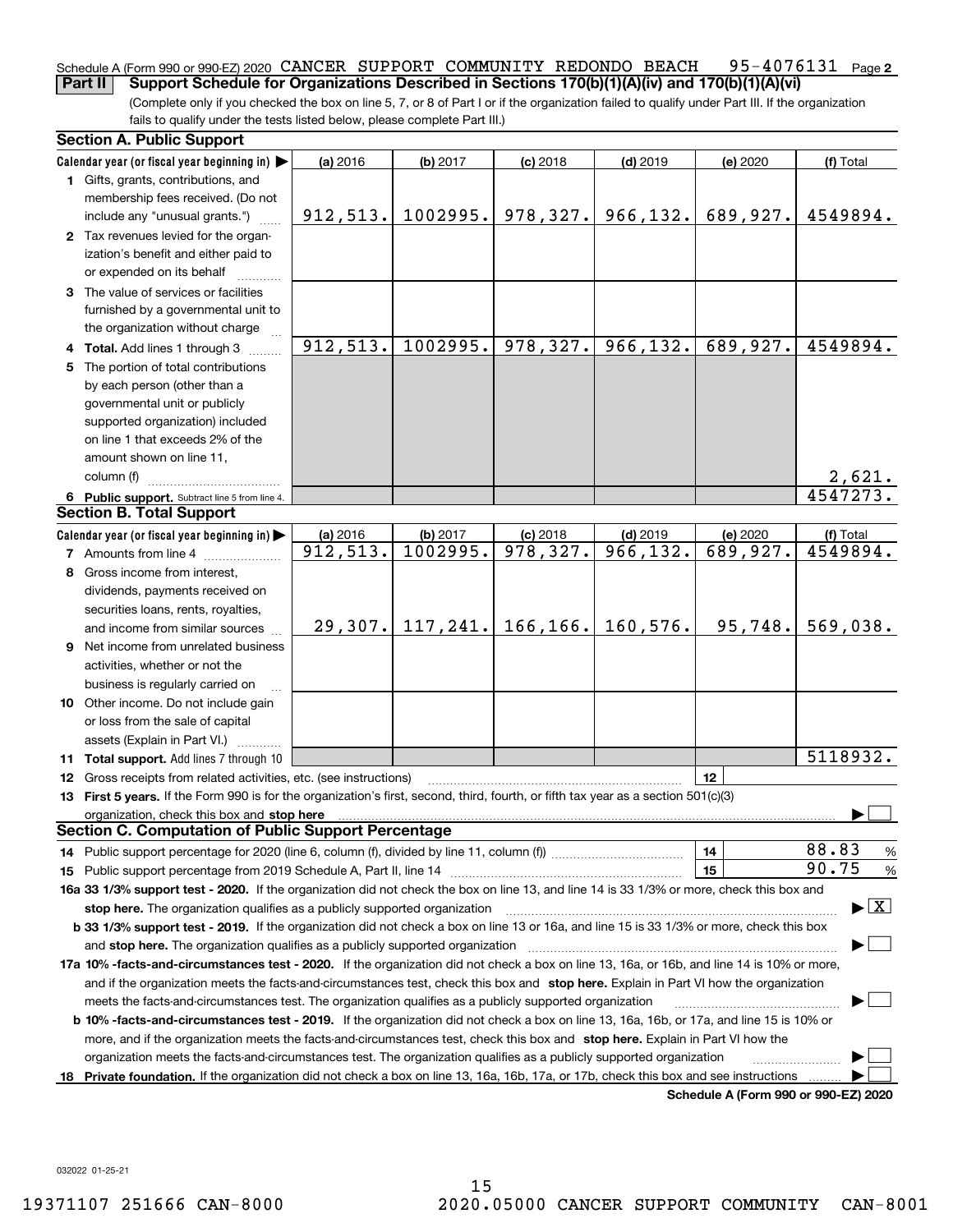Schedule A (Form 990 or 990-EZ) 2020 CANCER SUPPORT COMMUNITY REDONDO BEACH 95-4076131 Page 2

**Part II** **Support Schedule for Organizations Described in Sections 170(b)(1)(A)(iv) and 170(b)(1)(A)(vi)**

(Complete only if you checked the box on line 5, 7, or 8 of Part I or if the organization failed to qualify under Part III. If the organization fails to qualify under the tests listed below, please complete Part III.)

### Section A. Public Support

| Calendar year (or fiscal year beginning in) ▶ | (a) 2016 | (b) 2017 | (c) 2018 | (d) 2019 | (e) 2020 | (f) Total |
|---|---|---|---|---|---|---|
| **1** Gifts, grants, contributions, and membership fees received. (Do not include any "unusual grants.") | 912,513. | 1002995. | 978,327. | 966,132. | 689,927. | 4549894. |
| **2** Tax revenues levied for the organization's benefit and either paid to or expended on its behalf | | | | | | |
| **3** The value of services or facilities furnished by a governmental unit to the organization without charge | | | | | | |
| **4** **Total.** Add lines 1 through 3 | 912,513. | 1002995. | 978,327. | 966,132. | 689,927. | 4549894. |
| **5** The portion of total contributions by each person (other than a governmental unit or publicly supported organization) included on line 1 that exceeds 2% of the amount shown on line 11, column (f) | | | | | | 2,621. |
| **6** **Public support.** Subtract line 5 from line 4. | | | | | | 4547273. |

### Section B. Total Support

| Calendar year (or fiscal year beginning in) ▶ | (a) 2016 | (b) 2017 | (c) 2018 | (d) 2019 | (e) 2020 | (f) Total |
|---|---|---|---|---|---|---|
| **7** Amounts from line 4 | 912,513. | 1002995. | 978,327. | 966,132. | 689,927. | 4549894. |
| **8** Gross income from interest, dividends, payments received on securities loans, rents, royalties, and income from similar sources | 29,307. | 117,241. | 166,166. | 160,576. | 95,748. | 569,038. |
| **9** Net income from unrelated business activities, whether or not the business is regularly carried on | | | | | | |
| **10** Other income. Do not include gain or loss from the sale of capital assets (Explain in Part VI.) | | | | | | |
| **11** **Total support.** Add lines 7 through 10 | | | | | | 5118932. |

**12** Gross receipts from related activities, etc. (see instructions) | **12** |

**13** **First 5 years.** If the Form 990 is for the organization's first, second, third, fourth, or fifth tax year as a section 501(c)(3) organization, check this box and **stop here** ▶ ☐

### Section C. Computation of Public Support Percentage

**14** Public support percentage for 2020 (line 6, column (f), divided by line 11, column (f)) | **14** | 88.83 %

**15** Public support percentage from 2019 Schedule A, Part II, line 14 | **15** | 90.75 %

**16a 33 1/3% support test - 2020.** If the organization did not check the box on line 13, and line 14 is 33 1/3% or more, check this box and **stop here.** The organization qualifies as a publicly supported organization ▶ ☒

**b 33 1/3% support test - 2019.** If the organization did not check a box on line 13 or 16a, and line 15 is 33 1/3% or more, check this box and **stop here.** The organization qualifies as a publicly supported organization ▶ ☐

**17a 10% -facts-and-circumstances test - 2020.** If the organization did not check a box on line 13, 16a, or 16b, and line 14 is 10% or more, and if the organization meets the facts-and-circumstances test, check this box and **stop here.** Explain in Part VI how the organization meets the facts-and-circumstances test. The organization qualifies as a publicly supported organization ▶ ☐

**b 10% -facts-and-circumstances test - 2019.** If the organization did not check a box on line 13, 16a, 16b, or 17a, and line 15 is 10% or more, and if the organization meets the facts-and-circumstances test, check this box and **stop here.** Explain in Part VI how the organization meets the facts-and-circumstances test. The organization qualifies as a publicly supported organization ▶ ☐

**18** **Private foundation.** If the organization did not check a box on line 13, 16a, 16b, 17a, or 17b, check this box and see instructions ▶ ☐

**Schedule A (Form 990 or 990-EZ) 2020**

032022 01-25-21

19371107 251666 CAN-8000 2020.05000 CANCER SUPPORT COMMUNITY CAN-8001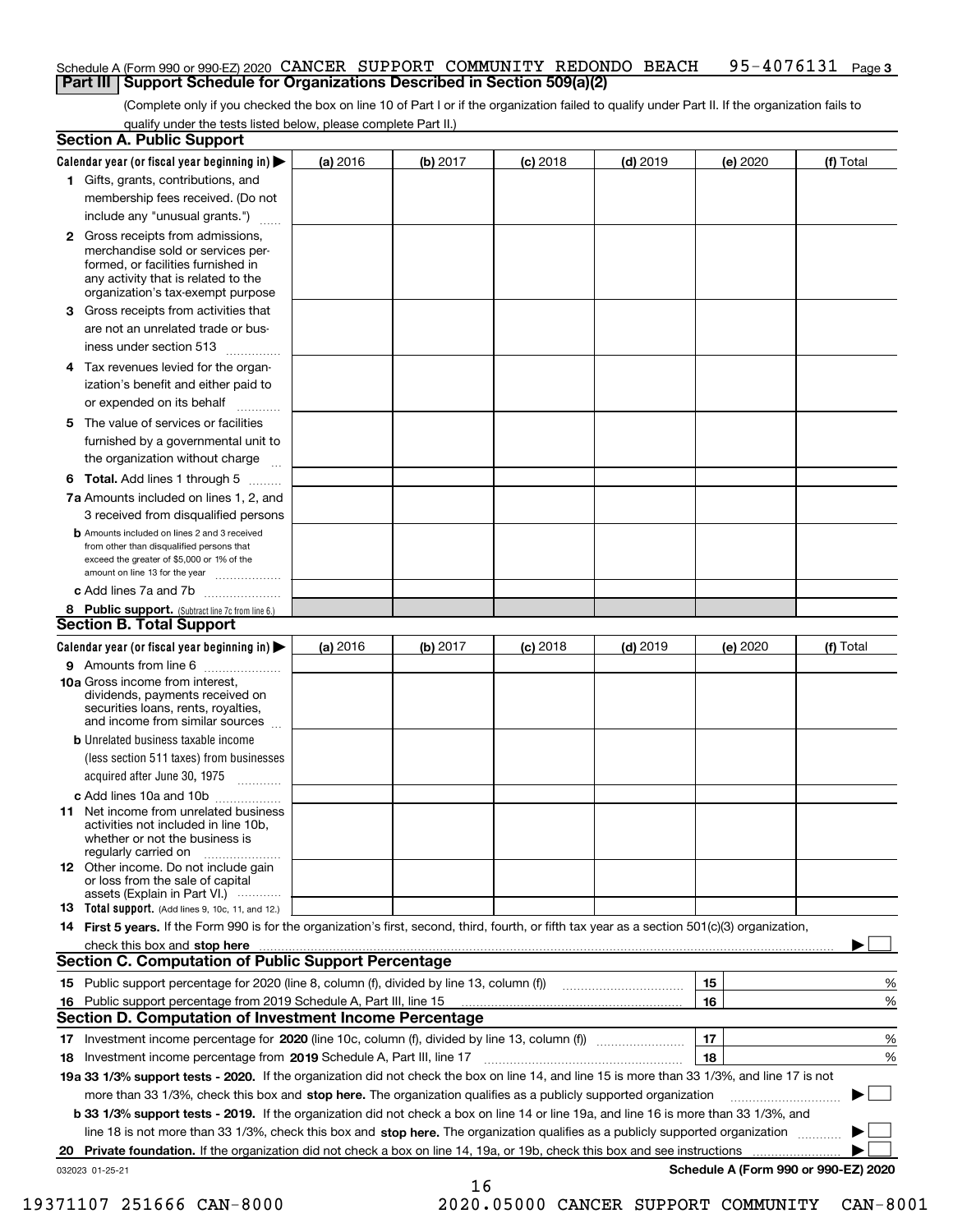Schedule A (Form 990 or 990-EZ) 2020 CANCER SUPPORT COMMUNITY REDONDO BEACH 95-4076131 Page 3

## Part III Support Schedule for Organizations Described in Section 509(a)(2)

(Complete only if you checked the box on line 10 of Part I or if the organization failed to qualify under Part II. If the organization fails to qualify under the tests listed below, please complete Part II.)

### Section A. Public Support

| Calendar year (or fiscal year beginning in) ▶ | (a) 2016 | (b) 2017 | (c) 2018 | (d) 2019 | (e) 2020 | (f) Total |
|---|---|---|---|---|---|---|
| 1 Gifts, grants, contributions, and membership fees received. (Do not include any "unusual grants.") | | | | | | |
| 2 Gross receipts from admissions, merchandise sold or services performed, or facilities furnished in any activity that is related to the organization's tax-exempt purpose | | | | | | |
| 3 Gross receipts from activities that are not an unrelated trade or business under section 513 | | | | | | |
| 4 Tax revenues levied for the organization's benefit and either paid to or expended on its behalf | | | | | | |
| 5 The value of services or facilities furnished by a governmental unit to the organization without charge | | | | | | |
| 6 Total. Add lines 1 through 5 | | | | | | |
| 7a Amounts included on lines 1, 2, and 3 received from disqualified persons | | | | | | |
| b Amounts included on lines 2 and 3 received from other than disqualified persons that exceed the greater of $5,000 or 1% of the amount on line 13 for the year | | | | | | |
| c Add lines 7a and 7b | | | | | | |
| 8 Public support. (Subtract line 7c from line 6.) | | | | | | |

### Section B. Total Support

| Calendar year (or fiscal year beginning in) ▶ | (a) 2016 | (b) 2017 | (c) 2018 | (d) 2019 | (e) 2020 | (f) Total |
|---|---|---|---|---|---|---|
| 9 Amounts from line 6 | | | | | | |
| 10a Gross income from interest, dividends, payments received on securities loans, rents, royalties, and income from similar sources | | | | | | |
| b Unrelated business taxable income (less section 511 taxes) from businesses acquired after June 30, 1975 | | | | | | |
| c Add lines 10a and 10b | | | | | | |
| 11 Net income from unrelated business activities not included in line 10b, whether or not the business is regularly carried on | | | | | | |
| 12 Other income. Do not include gain or loss from the sale of capital assets (Explain in Part VI.) | | | | | | |
| 13 Total support. (Add lines 9, 10c, 11, and 12.) | | | | | | |

14 **First 5 years.** If the Form 990 is for the organization's first, second, third, fourth, or fifth tax year as a section 501(c)(3) organization, check this box and **stop here** ▶ ☐

### Section C. Computation of Public Support Percentage

| | | |
|---|---|---|
| 15 Public support percentage for 2020 (line 8, column (f), divided by line 13, column (f)) | 15 | % |
| 16 Public support percentage from 2019 Schedule A, Part III, line 15 | 16 | % |

### Section D. Computation of Investment Income Percentage

| | | |
|---|---|---|
| 17 Investment income percentage for **2020** (line 10c, column (f), divided by line 13, column (f)) | 17 | % |
| 18 Investment income percentage from **2019** Schedule A, Part III, line 17 | 18 | % |

**19a 33 1/3% support tests - 2020.** If the organization did not check the box on line 14, and line 15 is more than 33 1/3%, and line 17 is not more than 33 1/3%, check this box and **stop here.** The organization qualifies as a publicly supported organization ▶ ☐

**b 33 1/3% support tests - 2019.** If the organization did not check a box on line 14 or line 19a, and line 16 is more than 33 1/3%, and line 18 is not more than 33 1/3%, check this box and **stop here.** The organization qualifies as a publicly supported organization ▶ ☐

**20 Private foundation.** If the organization did not check a box on line 14, 19a, or 19b, check this box and see instructions ▶ ☐

032023 01-25-21 **Schedule A (Form 990 or 990-EZ) 2020**

19371107 251666 CAN-8000 2020.05000 CANCER SUPPORT COMMUNITY CAN-8001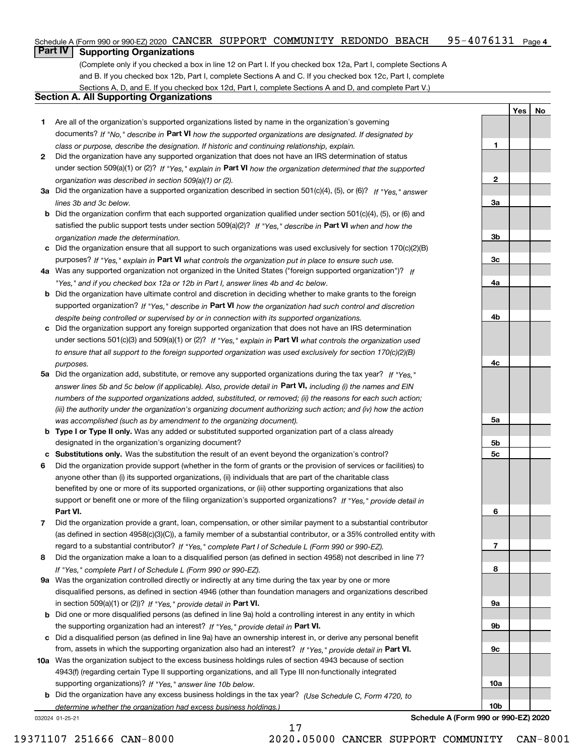Schedule A (Form 990 or 990-EZ) 2020 CANCER SUPPORT COMMUNITY REDONDO BEACH 95-4076131 Page 4

## Part IV Supporting Organizations

(Complete only if you checked a box in line 12 on Part I. If you checked box 12a, Part I, complete Sections A and B. If you checked box 12b, Part I, complete Sections A and C. If you checked box 12c, Part I, complete Sections A, D, and E. If you checked box 12d, Part I, complete Sections A and D, and complete Part V.)

### Section A. All Supporting Organizations

| | | | Yes | No |
|---|---|---|---|---|
| **1** | Are all of the organization's supported organizations listed by name in the organization's governing documents? *If "No," describe in* **Part VI** *how the supported organizations are designated. If designated by class or purpose, describe the designation. If historic and continuing relationship, explain.* | 1 | | |
| **2** | Did the organization have any supported organization that does not have an IRS determination of status under section 509(a)(1) or (2)? *If "Yes," explain in* **Part VI** *how the organization determined that the supported organization was described in section 509(a)(1) or (2).* | 2 | | |
| **3a** | Did the organization have a supported organization described in section 501(c)(4), (5), or (6)? *If "Yes," answer lines 3b and 3c below.* | 3a | | |
| **b** | Did the organization confirm that each supported organization qualified under section 501(c)(4), (5), or (6) and satisfied the public support tests under section 509(a)(2)? *If "Yes," describe in* **Part VI** *when and how the organization made the determination.* | 3b | | |
| **c** | Did the organization ensure that all support to such organizations was used exclusively for section 170(c)(2)(B) purposes? *If "Yes," explain in* **Part VI** *what controls the organization put in place to ensure such use.* | 3c | | |
| **4a** | Was any supported organization not organized in the United States ("foreign supported organization")? *If "Yes," and if you checked box 12a or 12b in Part I, answer lines 4b and 4c below.* | 4a | | |
| **b** | Did the organization have ultimate control and discretion in deciding whether to make grants to the foreign supported organization? *If "Yes," describe in* **Part VI** *how the organization had such control and discretion despite being controlled or supervised by or in connection with its supported organizations.* | 4b | | |
| **c** | Did the organization support any foreign supported organization that does not have an IRS determination under sections 501(c)(3) and 509(a)(1) or (2)? *If "Yes," explain in* **Part VI** *what controls the organization used to ensure that all support to the foreign supported organization was used exclusively for section 170(c)(2)(B) purposes.* | 4c | | |
| **5a** | Did the organization add, substitute, or remove any supported organizations during the tax year? *If "Yes," answer lines 5b and 5c below (if applicable). Also, provide detail in* **Part VI,** *including (i) the names and EIN numbers of the supported organizations added, substituted, or removed; (ii) the reasons for each such action; (iii) the authority under the organization's organizing document authorizing such action; and (iv) how the action was accomplished (such as by amendment to the organizing document).* | 5a | | |
| **b** | **Type I or Type II only.** Was any added or substituted supported organization part of a class already designated in the organization's organizing document? | 5b | | |
| **c** | **Substitutions only.** Was the substitution the result of an event beyond the organization's control? | 5c | | |
| **6** | Did the organization provide support (whether in the form of grants or the provision of services or facilities) to anyone other than (i) its supported organizations, (ii) individuals that are part of the charitable class benefited by one or more of its supported organizations, or (iii) other supporting organizations that also support or benefit one or more of the filing organization's supported organizations? *If "Yes," provide detail in* **Part VI.** | 6 | | |
| **7** | Did the organization provide a grant, loan, compensation, or other similar payment to a substantial contributor (as defined in section 4958(c)(3)(C)), a family member of a substantial contributor, or a 35% controlled entity with regard to a substantial contributor? *If "Yes," complete Part I of Schedule L (Form 990 or 990-EZ).* | 7 | | |
| **8** | Did the organization make a loan to a disqualified person (as defined in section 4958) not described in line 7? *If "Yes," complete Part I of Schedule L (Form 990 or 990-EZ).* | 8 | | |
| **9a** | Was the organization controlled directly or indirectly at any time during the tax year by one or more disqualified persons, as defined in section 4946 (other than foundation managers and organizations described in section 509(a)(1) or (2))? *If "Yes," provide detail in* **Part VI.** | 9a | | |
| **b** | Did one or more disqualified persons (as defined in line 9a) hold a controlling interest in any entity in which the supporting organization had an interest? *If "Yes," provide detail in* **Part VI.** | 9b | | |
| **c** | Did a disqualified person (as defined in line 9a) have an ownership interest in, or derive any personal benefit from, assets in which the supporting organization also had an interest? *If "Yes," provide detail in* **Part VI.** | 9c | | |
| **10a** | Was the organization subject to the excess business holdings rules of section 4943 because of section 4943(f) (regarding certain Type II supporting organizations, and all Type III non-functionally integrated supporting organizations)? *If "Yes," answer line 10b below.* | 10a | | |
| **b** | Did the organization have any excess business holdings in the tax year? *(Use Schedule C, Form 4720, to determine whether the organization had excess business holdings.)* | 10b | | |

032024 01-25-21 **Schedule A (Form 990 or 990-EZ) 2020**

19371107 251666 CAN-8000 2020.05000 CANCER SUPPORT COMMUNITY CAN-8001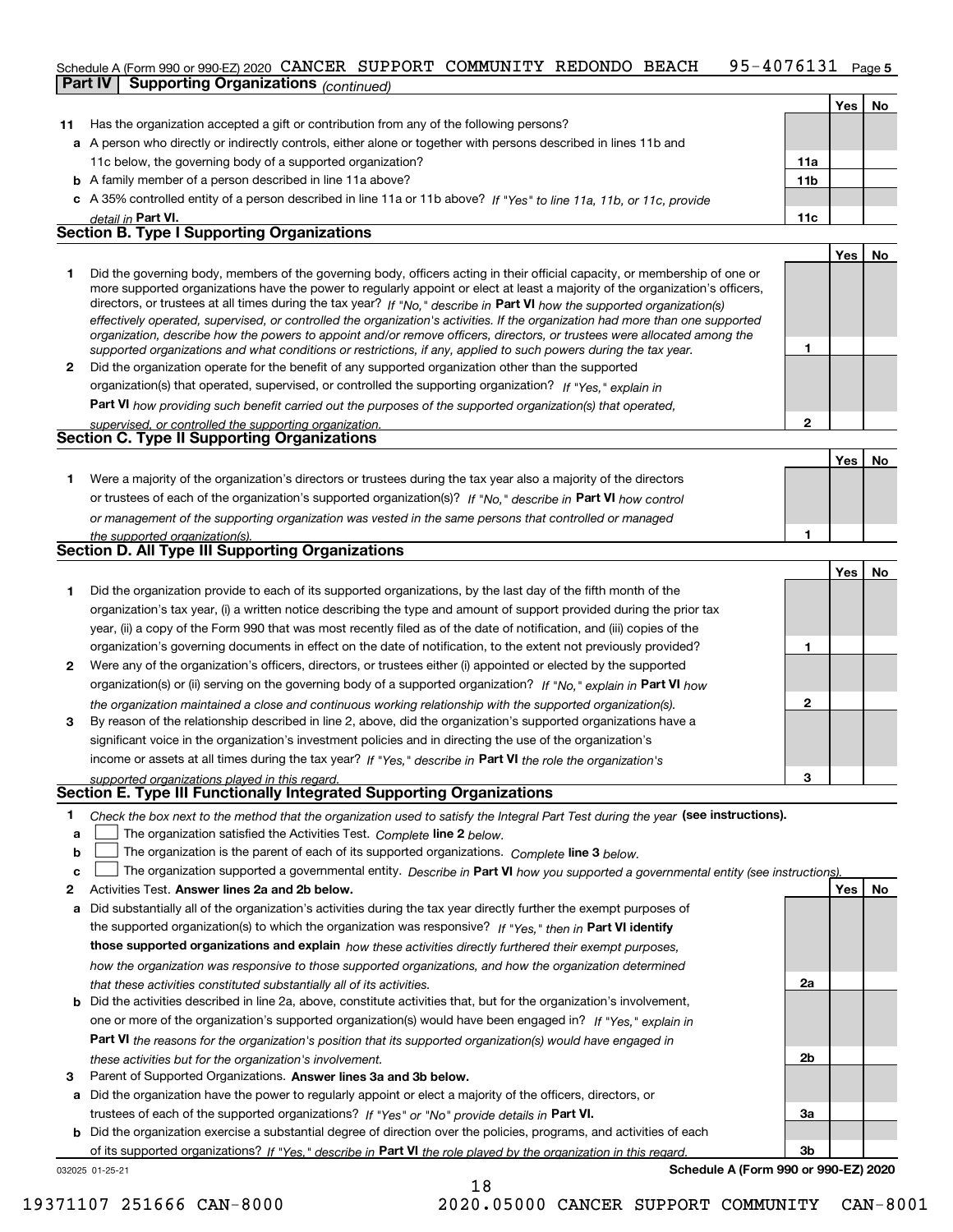Schedule A (Form 990 or 990-EZ) 2020 CANCER SUPPORT COMMUNITY REDONDO BEACH 95-4076131 Page 5

**Part IV | Supporting Organizations** *(continued)*

| | | | Yes | No |
|---|---|---|---|---|
| **11** | Has the organization accepted a gift or contribution from any of the following persons? | | | |
| **a** | A person who directly or indirectly controls, either alone or together with persons described in lines 11b and 11c below, the governing body of a supported organization? | **11a** | | |
| **b** | A family member of a person described in line 11a above? | **11b** | | |
| **c** | A 35% controlled entity of a person described in line 11a or 11b above? *If "Yes" to line 11a, 11b, or 11c, provide detail in* **Part VI.** | **11c** | | |

## Section B. Type I Supporting Organizations

| | | | Yes | No |
|---|---|---|---|---|
| **1** | Did the governing body, members of the governing body, officers acting in their official capacity, or membership of one or more supported organizations have the power to regularly appoint or elect at least a majority of the organization's officers, directors, or trustees at all times during the tax year? *If "No," describe in* **Part VI** *how the supported organization(s) effectively operated, supervised, or controlled the organization's activities. If the organization had more than one supported organization, describe how the powers to appoint and/or remove officers, directors, or trustees were allocated among the supported organizations and what conditions or restrictions, if any, applied to such powers during the tax year.* | **1** | | |
| **2** | Did the organization operate for the benefit of any supported organization other than the supported organization(s) that operated, supervised, or controlled the supporting organization? *If "Yes," explain in* **Part VI** *how providing such benefit carried out the purposes of the supported organization(s) that operated, supervised, or controlled the supporting organization.* | **2** | | |

## Section C. Type II Supporting Organizations

| | | | Yes | No |
|---|---|---|---|---|
| **1** | Were a majority of the organization's directors or trustees during the tax year also a majority of the directors or trustees of each of the organization's supported organization(s)? *If "No," describe in* **Part VI** *how control or management of the supporting organization was vested in the same persons that controlled or managed the supported organization(s).* | **1** | | |

## Section D. All Type III Supporting Organizations

| | | | Yes | No |
|---|---|---|---|---|
| **1** | Did the organization provide to each of its supported organizations, by the last day of the fifth month of the organization's tax year, (i) a written notice describing the type and amount of support provided during the prior tax year, (ii) a copy of the Form 990 that was most recently filed as of the date of notification, and (iii) copies of the organization's governing documents in effect on the date of notification, to the extent not previously provided? | **1** | | |
| **2** | Were any of the organization's officers, directors, or trustees either (i) appointed or elected by the supported organization(s) or (ii) serving on the governing body of a supported organization? *If "No," explain in* **Part VI** *how the organization maintained a close and continuous working relationship with the supported organization(s).* | **2** | | |
| **3** | By reason of the relationship described in line 2, above, did the organization's supported organizations have a significant voice in the organization's investment policies and in directing the use of the organization's income or assets at all times during the tax year? *If "Yes," describe in* **Part VI** *the role the organization's supported organizations played in this regard.* | **3** | | |

## Section E. Type III Functionally Integrated Supporting Organizations

**1** *Check the box next to the method that the organization used to satisfy the Integral Part Test during the year* **(see instructions).**

**a** ☐ The organization satisfied the Activities Test. *Complete* **line 2** *below.*

**b** ☐ The organization is the parent of each of its supported organizations. *Complete* **line 3** *below.*

**c** ☐ The organization supported a governmental entity. *Describe in* **Part VI** *how you supported a governmental entity (see instructions).*

| | | | Yes | No |
|---|---|---|---|---|
| **2** | Activities Test. **Answer lines 2a and 2b below.** | | | |
| **a** | Did substantially all of the organization's activities during the tax year directly further the exempt purposes of the supported organization(s) to which the organization was responsive? *If "Yes," then in* **Part VI identify those supported organizations and explain** *how these activities directly furthered their exempt purposes, how the organization was responsive to those supported organizations, and how the organization determined that these activities constituted substantially all of its activities.* | **2a** | | |
| **b** | Did the activities described in line 2a, above, constitute activities that, but for the organization's involvement, one or more of the organization's supported organization(s) would have been engaged in? *If "Yes," explain in* **Part VI** *the reasons for the organization's position that its supported organization(s) would have engaged in these activities but for the organization's involvement.* | **2b** | | |
| **3** | Parent of Supported Organizations. **Answer lines 3a and 3b below.** | | | |
| **a** | Did the organization have the power to regularly appoint or elect a majority of the officers, directors, or trustees of each of the supported organizations? *If "Yes" or "No" provide details in* **Part VI.** | **3a** | | |
| **b** | Did the organization exercise a substantial degree of direction over the policies, programs, and activities of each of its supported organizations? *If "Yes," describe in* **Part VI** *the role played by the organization in this regard.* | **3b** | | |

032025 01-25-21 **Schedule A (Form 990 or 990-EZ) 2020**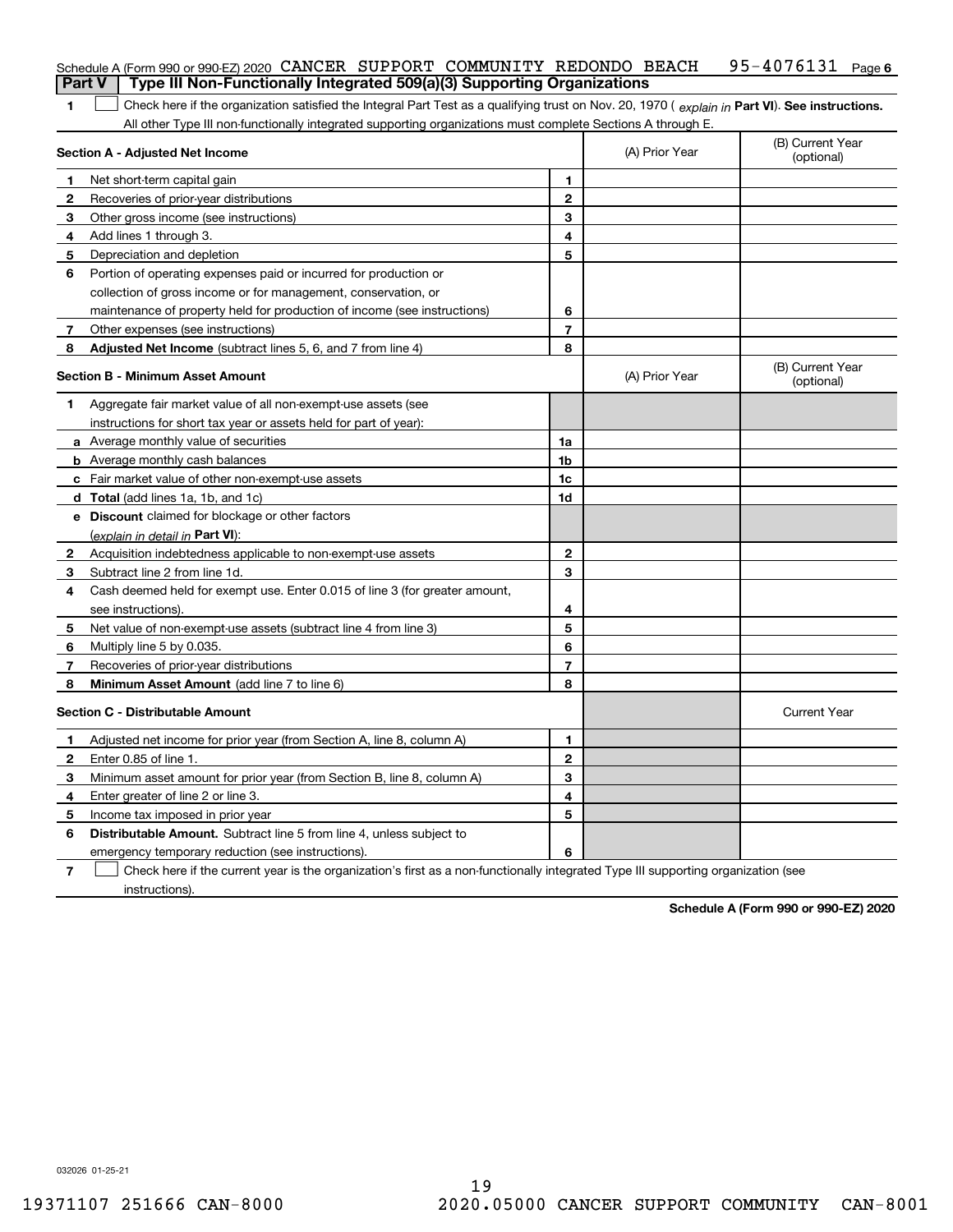Schedule A (Form 990 or 990-EZ) 2020 CANCER SUPPORT COMMUNITY REDONDO BEACH 95-4076131 Page 6

**Part V | Type III Non-Functionally Integrated 509(a)(3) Supporting Organizations**

**1** ☐ Check here if the organization satisfied the Integral Part Test as a qualifying trust on Nov. 20, 1970 ( *explain in* **Part VI**). **See instructions.** All other Type III non-functionally integrated supporting organizations must complete Sections A through E.

| **Section A - Adjusted Net Income** | | | (A) Prior Year | (B) Current Year (optional) |
|---|---|---|---|---|
| **1** | Net short-term capital gain | **1** | | |
| **2** | Recoveries of prior-year distributions | **2** | | |
| **3** | Other gross income (see instructions) | **3** | | |
| **4** | Add lines 1 through 3. | **4** | | |
| **5** | Depreciation and depletion | **5** | | |
| **6** | Portion of operating expenses paid or incurred for production or collection of gross income or for management, conservation, or maintenance of property held for production of income (see instructions) | **6** | | |
| **7** | Other expenses (see instructions) | **7** | | |
| **8** | **Adjusted Net Income** (subtract lines 5, 6, and 7 from line 4) | **8** | | |

| **Section B - Minimum Asset Amount** | | | (A) Prior Year | (B) Current Year (optional) |
|---|---|---|---|---|
| **1** | Aggregate fair market value of all non-exempt-use assets (see instructions for short tax year or assets held for part of year): | | | |
| **a** | Average monthly value of securities | **1a** | | |
| **b** | Average monthly cash balances | **1b** | | |
| **c** | Fair market value of other non-exempt-use assets | **1c** | | |
| **d** | **Total** (add lines 1a, 1b, and 1c) | **1d** | | |
| **e** | **Discount** claimed for blockage or other factors (*explain in detail in* **Part VI**): | | | |
| **2** | Acquisition indebtedness applicable to non-exempt-use assets | **2** | | |
| **3** | Subtract line 2 from line 1d. | **3** | | |
| **4** | Cash deemed held for exempt use. Enter 0.015 of line 3 (for greater amount, see instructions). | **4** | | |
| **5** | Net value of non-exempt-use assets (subtract line 4 from line 3) | **5** | | |
| **6** | Multiply line 5 by 0.035. | **6** | | |
| **7** | Recoveries of prior-year distributions | **7** | | |
| **8** | **Minimum Asset Amount** (add line 7 to line 6) | **8** | | |

| **Section C - Distributable Amount** | | | | Current Year |
|---|---|---|---|---|
| **1** | Adjusted net income for prior year (from Section A, line 8, column A) | **1** | | |
| **2** | Enter 0.85 of line 1. | **2** | | |
| **3** | Minimum asset amount for prior year (from Section B, line 8, column A) | **3** | | |
| **4** | Enter greater of line 2 or line 3. | **4** | | |
| **5** | Income tax imposed in prior year | **5** | | |
| **6** | **Distributable Amount.** Subtract line 5 from line 4, unless subject to emergency temporary reduction (see instructions). | **6** | | |

**7** ☐ Check here if the current year is the organization's first as a non-functionally integrated Type III supporting organization (see instructions).

**Schedule A (Form 990 or 990-EZ) 2020**

032026 01-25-21

19371107 251666 CAN-8000 2020.05000 CANCER SUPPORT COMMUNITY CAN-8001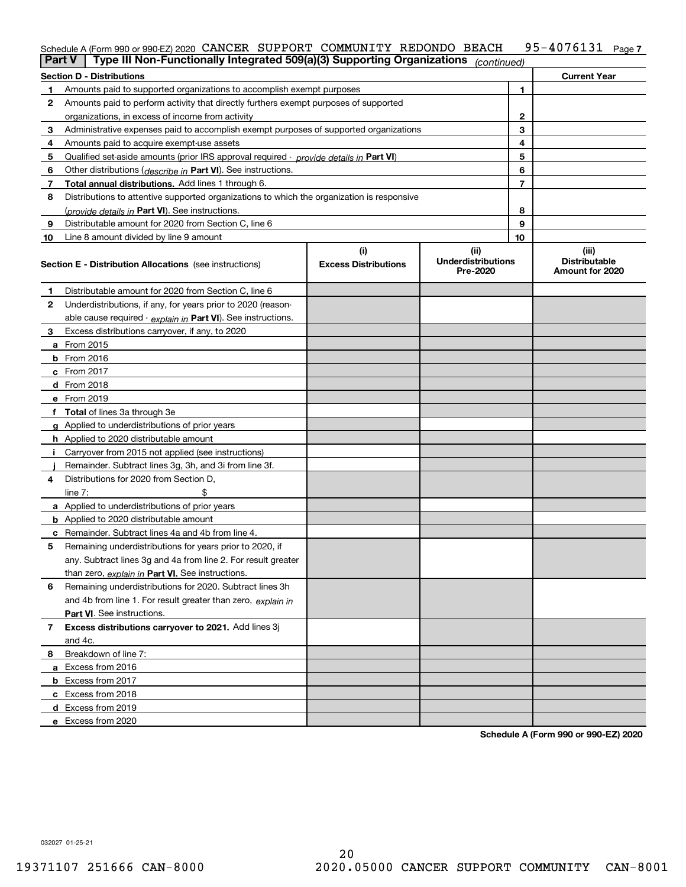Schedule A (Form 990 or 990-EZ) 2020 CANCER SUPPORT COMMUNITY REDONDO BEACH 95-4076131 Page 7

**Part V | Type III Non-Functionally Integrated 509(a)(3) Supporting Organizations** *(continued)*

| **Section D - Distributions** | | | **Current Year** |
|---|---|---|---|
| 1 | Amounts paid to supported organizations to accomplish exempt purposes | 1 | |
| 2 | Amounts paid to perform activity that directly furthers exempt purposes of supported organizations, in excess of income from activity | 2 | |
| 3 | Administrative expenses paid to accomplish exempt purposes of supported organizations | 3 | |
| 4 | Amounts paid to acquire exempt-use assets | 4 | |
| 5 | Qualified set-aside amounts (prior IRS approval required - *provide details in* **Part VI**) | 5 | |
| 6 | Other distributions (*describe in* **Part VI**). See instructions. | 6 | |
| 7 | **Total annual distributions.** Add lines 1 through 6. | 7 | |
| 8 | Distributions to attentive supported organizations to which the organization is responsive (*provide details in* **Part VI**). See instructions. | 8 | |
| 9 | Distributable amount for 2020 from Section C, line 6 | 9 | |
| 10 | Line 8 amount divided by line 9 amount | 10 | |

| **Section E - Distribution Allocations** (see instructions) | **(i)** Excess Distributions | **(ii)** Underdistributions Pre-2020 | **(iii)** Distributable Amount for 2020 |
|---|---|---|---|
| **1** Distributable amount for 2020 from Section C, line 6 | | | |
| **2** Underdistributions, if any, for years prior to 2020 (reasonable cause required - *explain in* **Part VI**). See instructions. | | | |
| **3** Excess distributions carryover, if any, to 2020 | | | |
| **a** From 2015 | | | |
| **b** From 2016 | | | |
| **c** From 2017 | | | |
| **d** From 2018 | | | |
| **e** From 2019 | | | |
| **f Total** of lines 3a through 3e | | | |
| **g** Applied to underdistributions of prior years | | | |
| **h** Applied to 2020 distributable amount | | | |
| **i** Carryover from 2015 not applied (see instructions) | | | |
| **j** Remainder. Subtract lines 3g, 3h, and 3i from line 3f. | | | |
| **4** Distributions for 2020 from Section D, line 7: $ | | | |
| **a** Applied to underdistributions of prior years | | | |
| **b** Applied to 2020 distributable amount | | | |
| **c** Remainder. Subtract lines 4a and 4b from line 4. | | | |
| **5** Remaining underdistributions for years prior to 2020, if any. Subtract lines 3g and 4a from line 2. For result greater than zero, *explain in* **Part VI.** See instructions. | | | |
| **6** Remaining underdistributions for 2020. Subtract lines 3h and 4b from line 1. For result greater than zero, *explain in* **Part VI**. See instructions. | | | |
| **7 Excess distributions carryover to 2021.** Add lines 3j and 4c. | | | |
| **8** Breakdown of line 7: | | | |
| **a** Excess from 2016 | | | |
| **b** Excess from 2017 | | | |
| **c** Excess from 2018 | | | |
| **d** Excess from 2019 | | | |
| **e** Excess from 2020 | | | |

**Schedule A (Form 990 or 990-EZ) 2020**

032027 01-25-21

19371107 251666 CAN-8000 2020.05000 CANCER SUPPORT COMMUNITY CAN-8001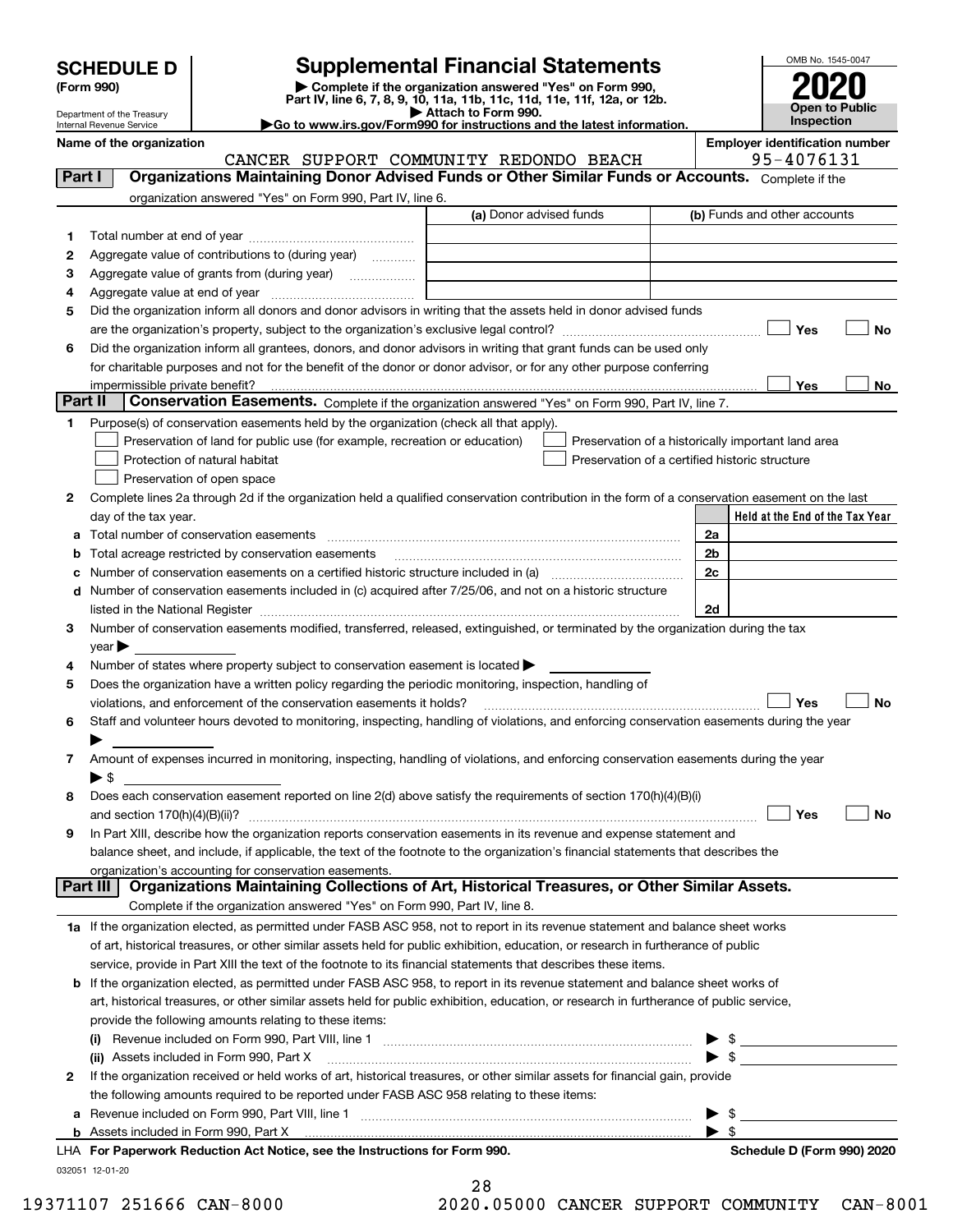**SCHEDULE D**
**(Form 990)**

Department of the Treasury
Internal Revenue Service

# Supplemental Financial Statements

▶ Complete if the organization answered "Yes" on Form 990, Part IV, line 6, 7, 8, 9, 10, 11a, 11b, 11c, 11d, 11e, 11f, 12a, or 12b.
▶ Attach to Form 990.
▶Go to www.irs.gov/Form990 for instructions and the latest information.

OMB No. 1545-0047
**2020**
**Open to Public Inspection**

**Name of the organization**
CANCER SUPPORT COMMUNITY REDONDO BEACH

**Employer identification number**
95-4076131

**Part I — Organizations Maintaining Donor Advised Funds or Other Similar Funds or Accounts.** Complete if the organization answered "Yes" on Form 990, Part IV, line 6.

| | | (a) Donor advised funds | (b) Funds and other accounts |
|---|---|---|---|
| 1 | Total number at end of year | | |
| 2 | Aggregate value of contributions to (during year) | | |
| 3 | Aggregate value of grants from (during year) | | |
| 4 | Aggregate value at end of year | | |

5 Did the organization inform all donors and donor advisors in writing that the assets held in donor advised funds are the organization's property, subject to the organization's exclusive legal control? ☐ Yes ☐ No

6 Did the organization inform all grantees, donors, and donor advisors in writing that grant funds can be used only for charitable purposes and not for the benefit of the donor or donor advisor, or for any other purpose conferring impermissible private benefit? ☐ Yes ☐ No

**Part II — Conservation Easements.** Complete if the organization answered "Yes" on Form 990, Part IV, line 7.

1 Purpose(s) of conservation easements held by the organization (check all that apply).
- ☐ Preservation of land for public use (for example, recreation or education)
- ☐ Preservation of a historically important land area
- ☐ Protection of natural habitat
- ☐ Preservation of a certified historic structure
- ☐ Preservation of open space

2 Complete lines 2a through 2d if the organization held a qualified conservation contribution in the form of a conservation easement on the last day of the tax year.

| | | | Held at the End of the Tax Year |
|---|---|---|---|
| a | Total number of conservation easements | 2a | |
| b | Total acreage restricted by conservation easements | 2b | |
| c | Number of conservation easements on a certified historic structure included in (a) | 2c | |
| d | Number of conservation easements included in (c) acquired after 7/25/06, and not on a historic structure listed in the National Register | 2d | |

3 Number of conservation easements modified, transferred, released, extinguished, or terminated by the organization during the tax year ▶

4 Number of states where property subject to conservation easement is located ▶

5 Does the organization have a written policy regarding the periodic monitoring, inspection, handling of violations, and enforcement of the conservation easements it holds? ☐ Yes ☐ No

6 Staff and volunteer hours devoted to monitoring, inspecting, handling of violations, and enforcing conservation easements during the year ▶

7 Amount of expenses incurred in monitoring, inspecting, handling of violations, and enforcing conservation easements during the year ▶ $

8 Does each conservation easement reported on line 2(d) above satisfy the requirements of section 170(h)(4)(B)(i) and section 170(h)(4)(B)(ii)? ☐ Yes ☐ No

9 In Part XIII, describe how the organization reports conservation easements in its revenue and expense statement and balance sheet, and include, if applicable, the text of the footnote to the organization's financial statements that describes the organization's accounting for conservation easements.

**Part III — Organizations Maintaining Collections of Art, Historical Treasures, or Other Similar Assets.** Complete if the organization answered "Yes" on Form 990, Part IV, line 8.

1a If the organization elected, as permitted under FASB ASC 958, not to report in its revenue statement and balance sheet works of art, historical treasures, or other similar assets held for public exhibition, education, or research in furtherance of public service, provide in Part XIII the text of the footnote to its financial statements that describes these items.

b If the organization elected, as permitted under FASB ASC 958, to report in its revenue statement and balance sheet works of art, historical treasures, or other similar assets held for public exhibition, education, or research in furtherance of public service, provide the following amounts relating to these items:

(i) Revenue included on Form 990, Part VIII, line 1 ▶ $

(ii) Assets included in Form 990, Part X ▶ $

2 If the organization received or held works of art, historical treasures, or other similar assets for financial gain, provide the following amounts required to be reported under FASB ASC 958 relating to these items:

a Revenue included on Form 990, Part VIII, line 1 ▶ $

b Assets included in Form 990, Part X ▶ $

LHA For Paperwork Reduction Act Notice, see the Instructions for Form 990. **Schedule D (Form 990) 2020**

032051 12-01-20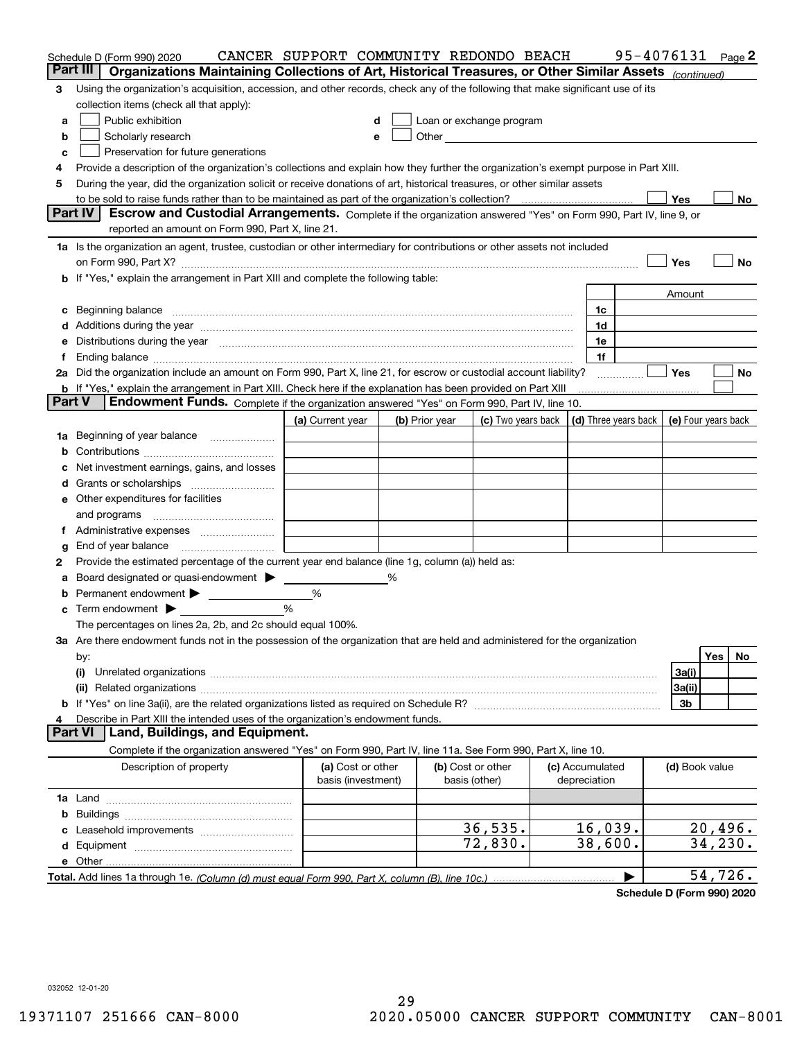Schedule D (Form 990) 2020 CANCER SUPPORT COMMUNITY REDONDO BEACH 95-4076131 Page 2

## Part III Organizations Maintaining Collections of Art, Historical Treasures, or Other Similar Assets *(continued)*

**3** Using the organization's acquisition, accession, and other records, check any of the following that make significant use of its collection items (check all that apply):

- **a** ☐ Public exhibition
- **b** ☐ Scholarly research
- **c** ☐ Preservation for future generations
- **d** ☐ Loan or exchange program
- **e** ☐ Other

**4** Provide a description of the organization's collections and explain how they further the organization's exempt purpose in Part XIII.

**5** During the year, did the organization solicit or receive donations of art, historical treasures, or other similar assets to be sold to raise funds rather than to be maintained as part of the organization's collection? ☐ Yes ☐ No

## Part IV Escrow and Custodial Arrangements.

Complete if the organization answered "Yes" on Form 990, Part IV, line 9, or reported an amount on Form 990, Part X, line 21.

**1a** Is the organization an agent, trustee, custodian or other intermediary for contributions or other assets not included on Form 990, Part X? ☐ Yes ☐ No

**b** If "Yes," explain the arrangement in Part XIII and complete the following table:

| | | Amount |
|---|---|---|
| **c** Beginning balance | 1c | |
| **d** Additions during the year | 1d | |
| **e** Distributions during the year | 1e | |
| **f** Ending balance | 1f | |

**2a** Did the organization include an amount on Form 990, Part X, line 21, for escrow or custodial account liability? ☐ Yes ☐ No

**b** If "Yes," explain the arrangement in Part XIII. Check here if the explanation has been provided on Part XIII ☐

## Part V Endowment Funds.

Complete if the organization answered "Yes" on Form 990, Part IV, line 10.

| | (a) Current year | (b) Prior year | (c) Two years back | (d) Three years back | (e) Four years back |
|---|---|---|---|---|---|
| **1a** Beginning of year balance | | | | | |
| **b** Contributions | | | | | |
| **c** Net investment earnings, gains, and losses | | | | | |
| **d** Grants or scholarships | | | | | |
| **e** Other expenditures for facilities and programs | | | | | |
| **f** Administrative expenses | | | | | |
| **g** End of year balance | | | | | |

**2** Provide the estimated percentage of the current year end balance (line 1g, column (a)) held as:

- **a** Board designated or quasi-endowment ▶ ______ %
- **b** Permanent endowment ▶ ______ %
- **c** Term endowment ▶ ______ %

The percentages on lines 2a, 2b, and 2c should equal 100%.

**3a** Are there endowment funds not in the possession of the organization that are held and administered for the organization by:

| | | Yes | No |
|---|---|---|---|
| **(i)** Unrelated organizations | 3a(i) | | |
| **(ii)** Related organizations | 3a(ii) | | |
| **b** If "Yes" on line 3a(ii), are the related organizations listed as required on Schedule R? | 3b | | |

**4** Describe in Part XIII the intended uses of the organization's endowment funds.

## Part VI Land, Buildings, and Equipment.

Complete if the organization answered "Yes" on Form 990, Part IV, line 11a. See Form 990, Part X, line 10.

| Description of property | (a) Cost or other basis (investment) | (b) Cost or other basis (other) | (c) Accumulated depreciation | (d) Book value |
|---|---|---|---|---|
| **1a** Land | | | | |
| **b** Buildings | | | | |
| **c** Leasehold improvements | | 36,535. | 16,039. | 20,496. |
| **d** Equipment | | 72,830. | 38,600. | 34,230. |
| **e** Other | | | | |
| **Total.** Add lines 1a through 1e. *(Column (d) must equal Form 990, Part X, column (B), line 10c.)* | | | ▶ | 54,726. |

**Schedule D (Form 990) 2020**

032052 12-01-20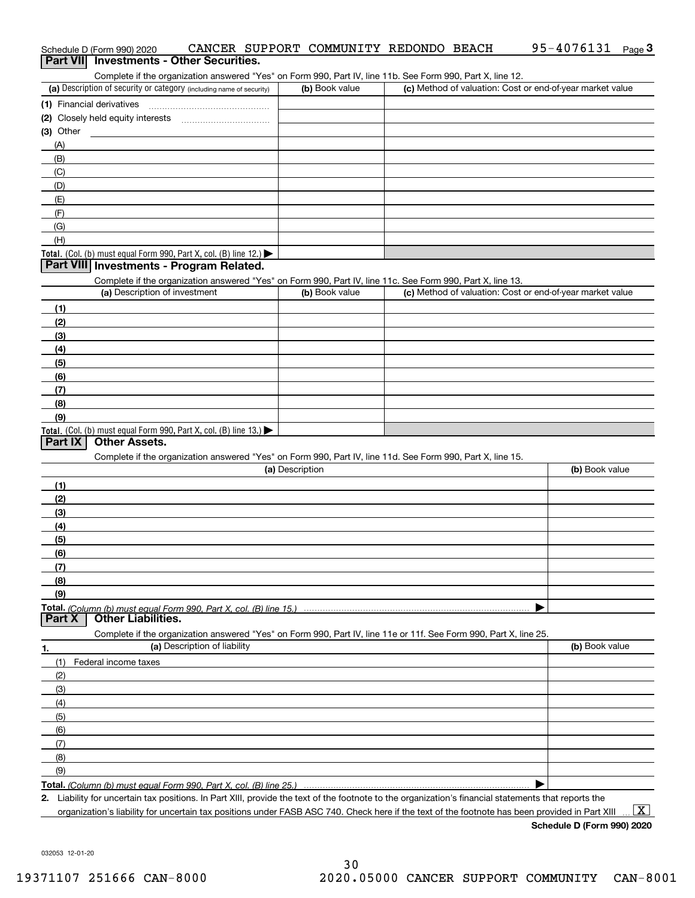Schedule D (Form 990) 2020 CANCER SUPPORT COMMUNITY REDONDO BEACH 95-4076131

## Part VII Investments - Other Securities.

Complete if the organization answered "Yes" on Form 990, Part IV, line 11b. See Form 990, Part X, line 12.

| (a) Description of security or category (including name of security) | (b) Book value | (c) Method of valuation: Cost or end-of-year market value |
|---|---|---|
| (1) Financial derivatives | | |
| (2) Closely held equity interests | | |
| (3) Other | | |
| (A) | | |
| (B) | | |
| (C) | | |
| (D) | | |
| (E) | | |
| (F) | | |
| (G) | | |
| (H) | | |
| Total. (Col. (b) must equal Form 990, Part X, col. (B) line 12.) | | |

## Part VIII Investments - Program Related.

Complete if the organization answered "Yes" on Form 990, Part IV, line 11c. See Form 990, Part X, line 13.

| (a) Description of investment | (b) Book value | (c) Method of valuation: Cost or end-of-year market value |
|---|---|---|
| (1) | | |
| (2) | | |
| (3) | | |
| (4) | | |
| (5) | | |
| (6) | | |
| (7) | | |
| (8) | | |
| (9) | | |
| Total. (Col. (b) must equal Form 990, Part X, col. (B) line 13.) | | |

## Part IX Other Assets.

Complete if the organization answered "Yes" on Form 990, Part IV, line 11d. See Form 990, Part X, line 15.

| (a) Description | (b) Book value |
|---|---|
| (1) | |
| (2) | |
| (3) | |
| (4) | |
| (5) | |
| (6) | |
| (7) | |
| (8) | |
| (9) | |
| Total. *(Column (b) must equal Form 990, Part X, col. (B) line 15.)* | |

## Part X Other Liabilities.

Complete if the organization answered "Yes" on Form 990, Part IV, line 11e or 11f. See Form 990, Part X, line 25.

| 1. (a) Description of liability | (b) Book value |
|---|---|
| (1) Federal income taxes | |
| (2) | |
| (3) | |
| (4) | |
| (5) | |
| (6) | |
| (7) | |
| (8) | |
| (9) | |
| Total. *(Column (b) must equal Form 990, Part X, col. (B) line 25.)* | |

2. Liability for uncertain tax positions. In Part XIII, provide the text of the footnote to the organization's financial statements that reports the organization's liability for uncertain tax positions under FASB ASC 740. Check here if the text of the footnote has been provided in Part XIII [X]

**Schedule D (Form 990) 2020**

032053 12-01-20

19371107 251666 CAN-8000 2020.05000 CANCER SUPPORT COMMUNITY CAN-8001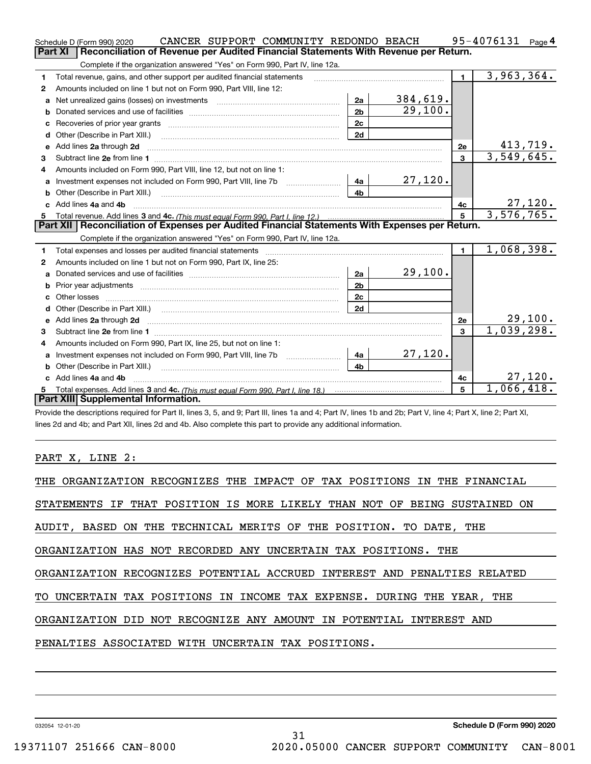Schedule D (Form 990) 2020 CANCER SUPPORT COMMUNITY REDONDO BEACH 95-4076131 Page 4

**Part XI | Reconciliation of Revenue per Audited Financial Statements With Revenue per Return.**

Complete if the organization answered "Yes" on Form 990, Part IV, line 12a.

| | | | | | |
|---|---|---|---|---|---|
| 1 | Total revenue, gains, and other support per audited financial statements | | | 1 | 3,963,364. |
| 2 | Amounts included on line 1 but not on Form 990, Part VIII, line 12: | | | | |
| a | Net unrealized gains (losses) on investments | 2a | 384,619. | | |
| b | Donated services and use of facilities | 2b | 29,100. | | |
| c | Recoveries of prior year grants | 2c | | | |
| d | Other (Describe in Part XIII.) | 2d | | | |
| e | Add lines 2a through 2d | | | 2e | 413,719. |
| 3 | Subtract line 2e from line 1 | | | 3 | 3,549,645. |
| 4 | Amounts included on Form 990, Part VIII, line 12, but not on line 1: | | | | |
| a | Investment expenses not included on Form 990, Part VIII, line 7b | 4a | 27,120. | | |
| b | Other (Describe in Part XIII.) | 4b | | | |
| c | Add lines 4a and 4b | | | 4c | 27,120. |
| 5 | Total revenue. Add lines 3 and 4c. *(This must equal Form 990, Part I, line 12.)* | | | 5 | 3,576,765. |

**Part XII | Reconciliation of Expenses per Audited Financial Statements With Expenses per Return.**

Complete if the organization answered "Yes" on Form 990, Part IV, line 12a.

| | | | | | |
|---|---|---|---|---|---|
| 1 | Total expenses and losses per audited financial statements | | | 1 | 1,068,398. |
| 2 | Amounts included on line 1 but not on Form 990, Part IX, line 25: | | | | |
| a | Donated services and use of facilities | 2a | 29,100. | | |
| b | Prior year adjustments | 2b | | | |
| c | Other losses | 2c | | | |
| d | Other (Describe in Part XIII.) | 2d | | | |
| e | Add lines 2a through 2d | | | 2e | 29,100. |
| 3 | Subtract line 2e from line 1 | | | 3 | 1,039,298. |
| 4 | Amounts included on Form 990, Part IX, line 25, but not on line 1: | | | | |
| a | Investment expenses not included on Form 990, Part VIII, line 7b | 4a | 27,120. | | |
| b | Other (Describe in Part XIII.) | 4b | | | |
| c | Add lines 4a and 4b | | | 4c | 27,120. |
| 5 | Total expenses. Add lines 3 and 4c. *(This must equal Form 990, Part I, line 18.)* | | | 5 | 1,066,418. |

**Part XIII | Supplemental Information.**

Provide the descriptions required for Part II, lines 3, 5, and 9; Part III, lines 1a and 4; Part IV, lines 1b and 2b; Part V, line 4; Part X, line 2; Part XI, lines 2d and 4b; and Part XII, lines 2d and 4b. Also complete this part to provide any additional information.

PART X, LINE 2:

THE ORGANIZATION RECOGNIZES THE IMPACT OF TAX POSITIONS IN THE FINANCIAL STATEMENTS IF THAT POSITION IS MORE LIKELY THAN NOT OF BEING SUSTAINED ON AUDIT, BASED ON THE TECHNICAL MERITS OF THE POSITION. TO DATE, THE ORGANIZATION HAS NOT RECORDED ANY UNCERTAIN TAX POSITIONS. THE ORGANIZATION RECOGNIZES POTENTIAL ACCRUED INTEREST AND PENALTIES RELATED TO UNCERTAIN TAX POSITIONS IN INCOME TAX EXPENSE. DURING THE YEAR, THE ORGANIZATION DID NOT RECOGNIZE ANY AMOUNT IN POTENTIAL INTEREST AND PENALTIES ASSOCIATED WITH UNCERTAIN TAX POSITIONS.

032054 12-01-20 **Schedule D (Form 990) 2020**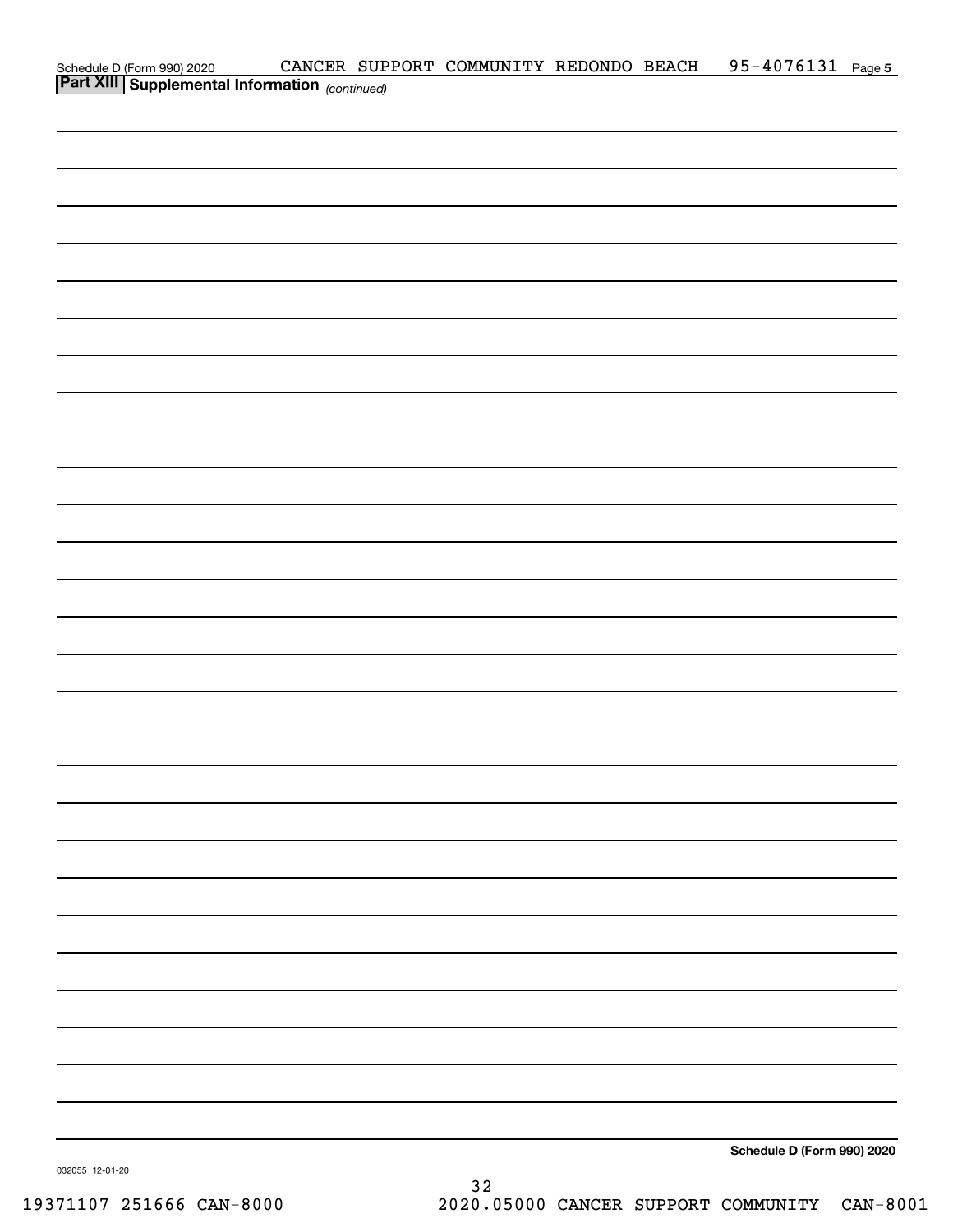## Part XIII | Supplemental Information *(continued)*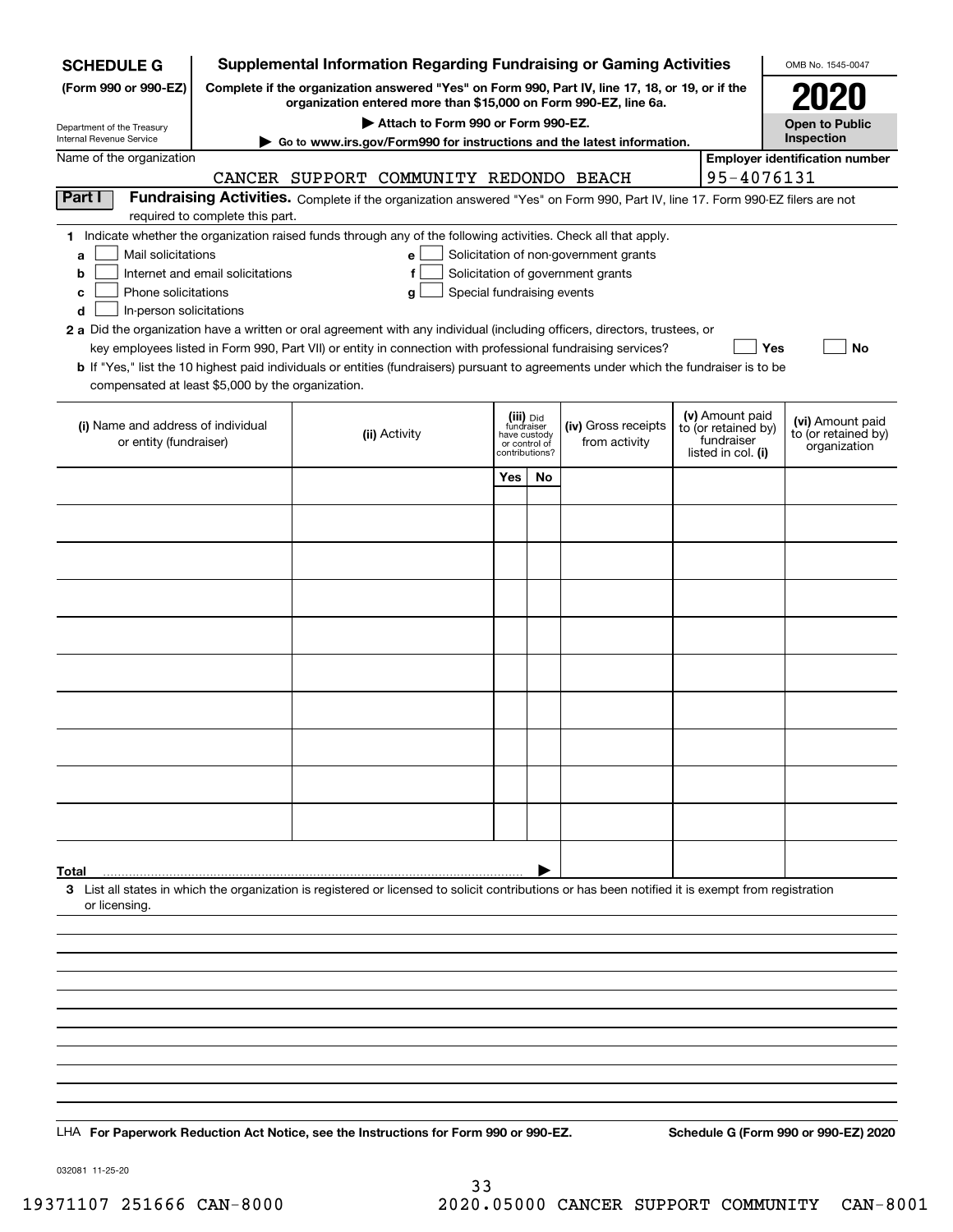**SCHEDULE G** (Form 990 or 990-EZ)

Department of the Treasury
Internal Revenue Service

# Supplemental Information Regarding Fundraising or Gaming Activities

**Complete if the organization answered "Yes" on Form 990, Part IV, line 17, 18, or 19, or if the organization entered more than $15,000 on Form 990-EZ, line 6a.**

**▶ Attach to Form 990 or Form 990-EZ.**

**▶ Go to www.irs.gov/Form990 for instructions and the latest information.**

OMB No. 1545-0047

**2020**

**Open to Public Inspection**

Name of the organization: CANCER SUPPORT COMMUNITY REDONDO BEACH

Employer identification number: 95-4076131

## Part I Fundraising Activities.

Complete if the organization answered "Yes" on Form 990, Part IV, line 17. Form 990-EZ filers are not required to complete this part.

**1** Indicate whether the organization raised funds through any of the following activities. Check all that apply.

- **a** ☐ Mail solicitations
- **b** ☐ Internet and email solicitations
- **c** ☐ Phone solicitations
- **d** ☐ In-person solicitations
- **e** ☐ Solicitation of non-government grants
- **f** ☐ Solicitation of government grants
- **g** ☐ Special fundraising events

**2 a** Did the organization have a written or oral agreement with any individual (including officers, directors, trustees, or key employees listed in Form 990, Part VII) or entity in connection with professional fundraising services? ☐ Yes ☐ No

**b** If "Yes," list the 10 highest paid individuals or entities (fundraisers) pursuant to agreements under which the fundraiser is to be compensated at least $5,000 by the organization.

| (i) Name and address of individual or entity (fundraiser) | (ii) Activity | (iii) Did fundraiser have custody or control of contributions? | | (iv) Gross receipts from activity | (v) Amount paid to (or retained by) fundraiser listed in col. (i) | (vi) Amount paid to (or retained by) organization |
|---|---|---|---|---|---|---|
| | | Yes | No | | | |
| | | | | | | |
| | | | | | | |
| | | | | | | |
| | | | | | | |
| | | | | | | |
| | | | | | | |
| | | | | | | |
| | | | | | | |
| | | | | | | |
| | | | | | | |
| **Total** | | | | | | |

**3** List all states in which the organization is registered or licensed to solicit contributions or has been notified it is exempt from registration or licensing.

LHA **For Paperwork Reduction Act Notice, see the Instructions for Form 990 or 990-EZ.** **Schedule G (Form 990 or 990-EZ) 2020**

032081 11-25-20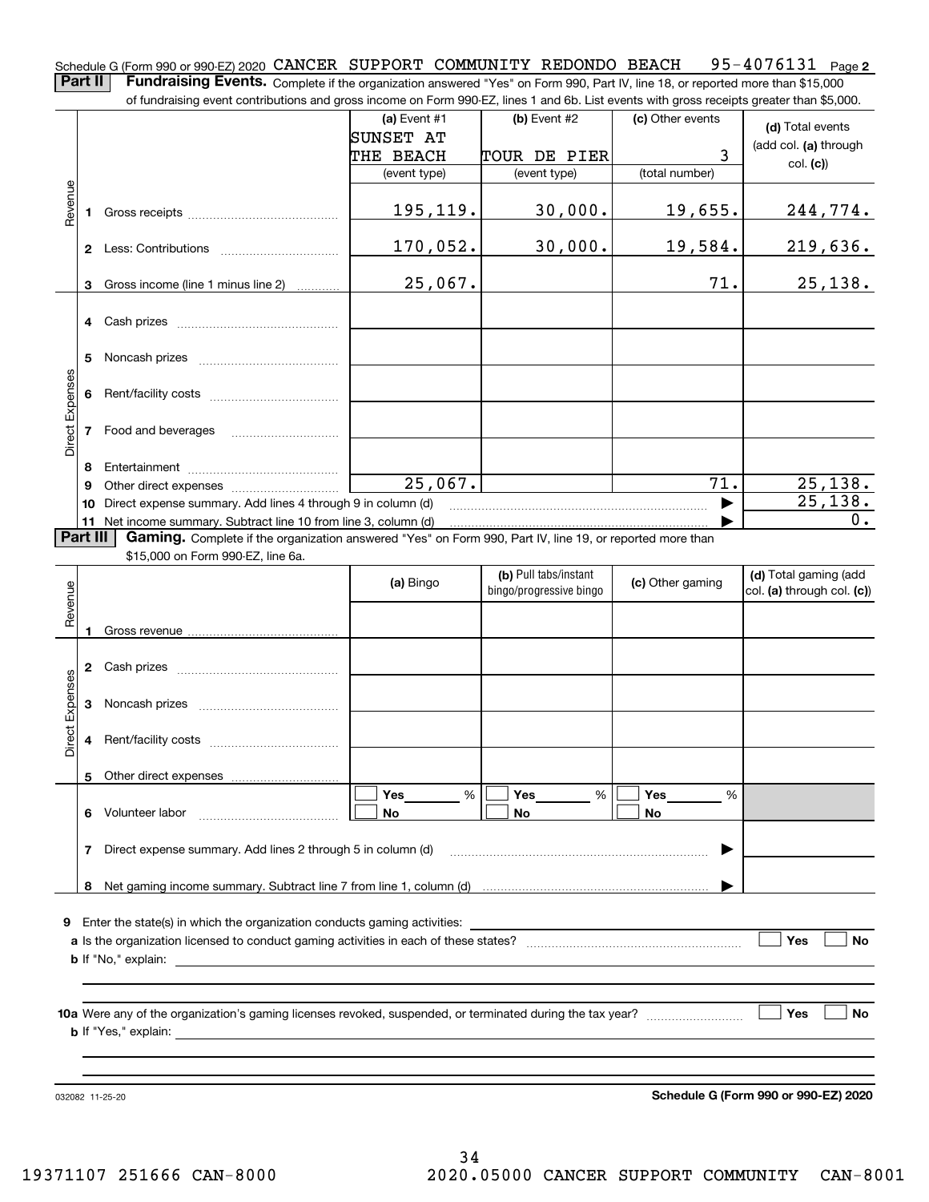Schedule G (Form 990 or 990-EZ) 2020 CANCER SUPPORT COMMUNITY REDONDO BEACH 95-4076131 Page **2**

**Part II** **Fundraising Events.** Complete if the organization answered "Yes" on Form 990, Part IV, line 18, or reported more than $15,000 of fundraising event contributions and gross income on Form 990-EZ, lines 1 and 6b. List events with gross receipts greater than $5,000.

| | | (a) Event #1 SUNSET AT THE BEACH (event type) | (b) Event #2 TOUR DE PIER (event type) | (c) Other events 3 (total number) | (d) Total events (add col. (a) through col. (c)) |
|---|---|---|---|---|---|
| Revenue | 1 Gross receipts | 195,119. | 30,000. | 19,655. | 244,774. |
| | 2 Less: Contributions | 170,052. | 30,000. | 19,584. | 219,636. |
| | 3 Gross income (line 1 minus line 2) | 25,067. | | 71. | 25,138. |
| Direct Expenses | 4 Cash prizes | | | | |
| | 5 Noncash prizes | | | | |
| | 6 Rent/facility costs | | | | |
| | 7 Food and beverages | | | | |
| | 8 Entertainment | | | | |
| | 9 Other direct expenses | 25,067. | | 71. | 25,138. |
| | 10 Direct expense summary. Add lines 4 through 9 in column (d) | | | | 25,138. |
| | 11 Net income summary. Subtract line 10 from line 3, column (d) | | | | 0. |

**Part III** **Gaming.** Complete if the organization answered "Yes" on Form 990, Part IV, line 19, or reported more than $15,000 on Form 990-EZ, line 6a.

| | | (a) Bingo | (b) Pull tabs/instant bingo/progressive bingo | (c) Other gaming | (d) Total gaming (add col. (a) through col. (c)) |
|---|---|---|---|---|---|
| Revenue | 1 Gross revenue | | | | |
| Direct Expenses | 2 Cash prizes | | | | |
| | 3 Noncash prizes | | | | |
| | 4 Rent/facility costs | | | | |
| | 5 Other direct expenses | | | | |
| | 6 Volunteer labor | Yes ___ % No | Yes ___ % No | Yes ___ % No | |
| | 7 Direct expense summary. Add lines 2 through 5 in column (d) | | | | |
| | 8 Net gaming income summary. Subtract line 7 from line 1, column (d) | | | | |

**9** Enter the state(s) in which the organization conducts gaming activities:

**a** Is the organization licensed to conduct gaming activities in each of these states? Yes No

**b** If "No," explain:

**10a** Were any of the organization's gaming licenses revoked, suspended, or terminated during the tax year? Yes No

**b** If "Yes," explain:

032082 11-25-20 **Schedule G (Form 990 or 990-EZ) 2020**

19371107 251666 CAN-8000 2020.05000 CANCER SUPPORT COMMUNITY CAN-8001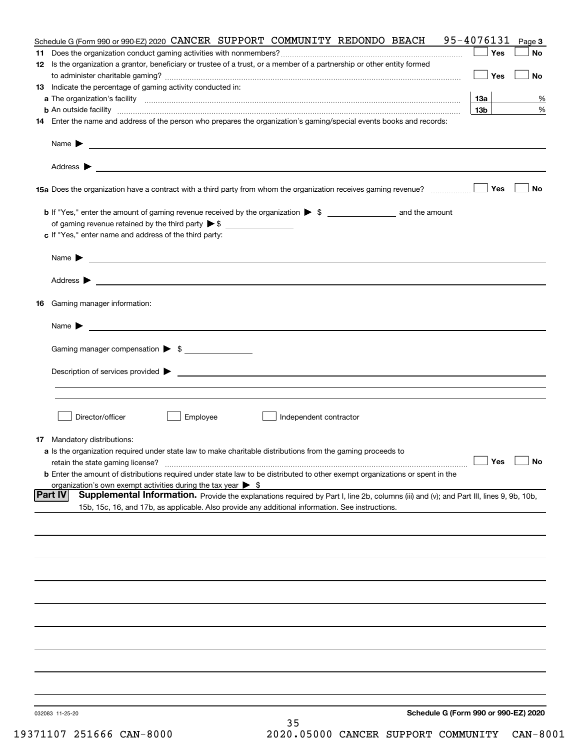Schedule G (Form 990 or 990-EZ) 2020 CANCER SUPPORT COMMUNITY REDONDO BEACH 95-4076131 Page 3

**11** Does the organization conduct gaming activities with nonmembers? ☐ Yes ☐ No

**12** Is the organization a grantor, beneficiary or trustee of a trust, or a member of a partnership or other entity formed to administer charitable gaming? ☐ Yes ☐ No

**13** Indicate the percentage of gaming activity conducted in:

**a** The organization's facility **13a** %

**b** An outside facility **13b** %

**14** Enter the name and address of the person who prepares the organization's gaming/special events books and records:

Name ▶

Address ▶

**15a** Does the organization have a contract with a third party from whom the organization receives gaming revenue? ☐ Yes ☐ No

**b** If "Yes," enter the amount of gaming revenue received by the organization ▶ $ ________ and the amount of gaming revenue retained by the third party ▶ $ ________

**c** If "Yes," enter name and address of the third party:

Name ▶

Address ▶

**16** Gaming manager information:

Name ▶

Gaming manager compensation ▶ $

Description of services provided ▶

☐ Director/officer ☐ Employee ☐ Independent contractor

**17** Mandatory distributions:

**a** Is the organization required under state law to make charitable distributions from the gaming proceeds to retain the state gaming license? ☐ Yes ☐ No

**b** Enter the amount of distributions required under state law to be distributed to other exempt organizations or spent in the organization's own exempt activities during the tax year ▶ $

**Part IV** **Supplemental Information.** Provide the explanations required by Part I, line 2b, columns (iii) and (v); and Part III, lines 9, 9b, 10b, 15b, 15c, 16, and 17b, as applicable. Also provide any additional information. See instructions.

032083 11-25-20 **Schedule G (Form 990 or 990-EZ) 2020**

19371107 251666 CAN-8000 2020.05000 CANCER SUPPORT COMMUNITY CAN-8001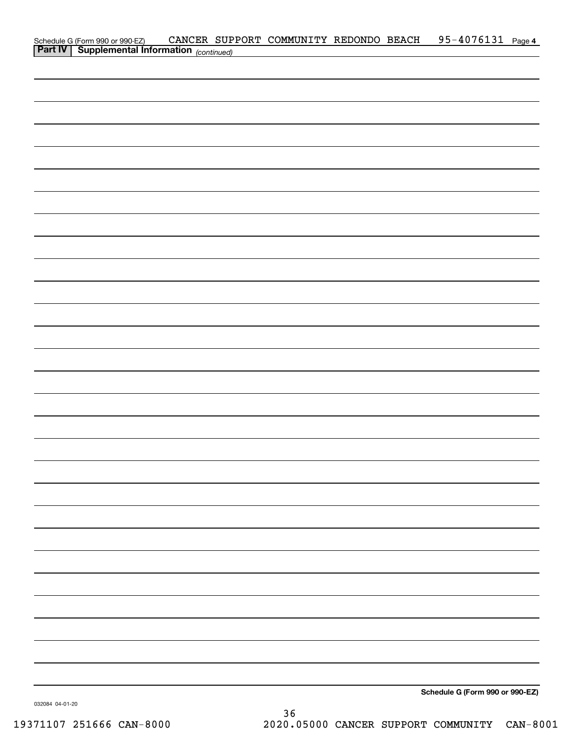Schedule G (Form 990 or 990-EZ) CANCER SUPPORT COMMUNITY REDONDO BEACH 95-4076131 Page 4

**Part IV Supplemental Information** *(continued)*

**Schedule G (Form 990 or 990-EZ)**

032084 04-01-20

19371107 251666 CAN-8000 2020.05000 CANCER SUPPORT COMMUNITY CAN-8001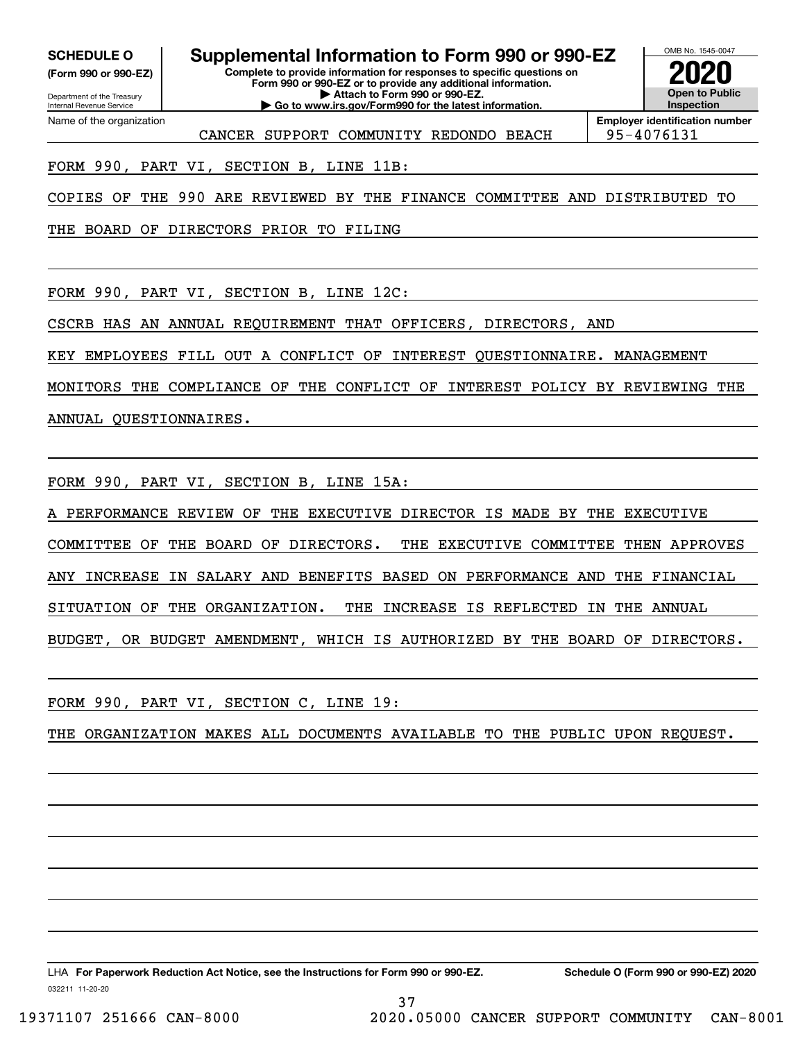**SCHEDULE O**
**(Form 990 or 990-EZ)**

Department of the Treasury
Internal Revenue Service

# Supplemental Information to Form 990 or 990-EZ

**Complete to provide information for responses to specific questions on Form 990 or 990-EZ or to provide any additional information.**
**▶ Attach to Form 990 or 990-EZ.**
**▶ Go to www.irs.gov/Form990 for the latest information.**

OMB No. 1545-0047

**2020**

**Open to Public Inspection**

Name of the organization: CANCER SUPPORT COMMUNITY REDONDO BEACH

**Employer identification number:** 95-4076131

FORM 990, PART VI, SECTION B, LINE 11B:

COPIES OF THE 990 ARE REVIEWED BY THE FINANCE COMMITTEE AND DISTRIBUTED TO THE BOARD OF DIRECTORS PRIOR TO FILING

FORM 990, PART VI, SECTION B, LINE 12C:

CSCRB HAS AN ANNUAL REQUIREMENT THAT OFFICERS, DIRECTORS, AND KEY EMPLOYEES FILL OUT A CONFLICT OF INTEREST QUESTIONNAIRE. MANAGEMENT MONITORS THE COMPLIANCE OF THE CONFLICT OF INTEREST POLICY BY REVIEWING THE ANNUAL QUESTIONNAIRES.

FORM 990, PART VI, SECTION B, LINE 15A:

A PERFORMANCE REVIEW OF THE EXECUTIVE DIRECTOR IS MADE BY THE EXECUTIVE COMMITTEE OF THE BOARD OF DIRECTORS. THE EXECUTIVE COMMITTEE THEN APPROVES ANY INCREASE IN SALARY AND BENEFITS BASED ON PERFORMANCE AND THE FINANCIAL SITUATION OF THE ORGANIZATION. THE INCREASE IS REFLECTED IN THE ANNUAL BUDGET, OR BUDGET AMENDMENT, WHICH IS AUTHORIZED BY THE BOARD OF DIRECTORS.

FORM 990, PART VI, SECTION C, LINE 19:

THE ORGANIZATION MAKES ALL DOCUMENTS AVAILABLE TO THE PUBLIC UPON REQUEST.

LHA **For Paperwork Reduction Act Notice, see the Instructions for Form 990 or 990-EZ.** **Schedule O (Form 990 or 990-EZ) 2020**

032211 11-20-20